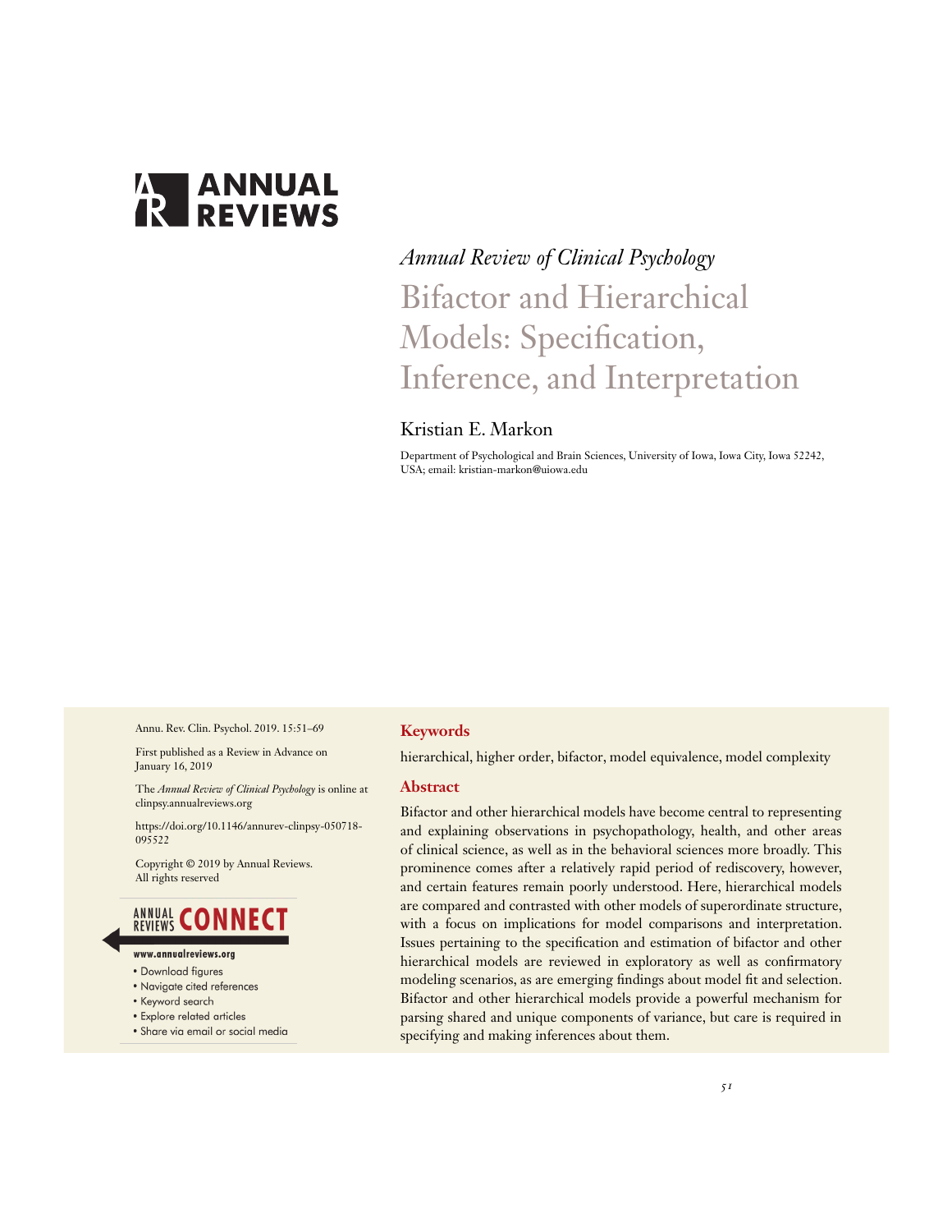# ANNUAL REVIEWS

*Annual Review of Clinical Psychology*

# Bifactor and Hierarchical Models: Specification, Inference, and Interpretation

Kristian E. Markon

Department of Psychological and Brain Sciences, University of Iowa, Iowa City, Iowa 52242, USA; email: kristian-markon@uiowa.edu

Annu. Rev. Clin. Psychol. 2019. 15:51–69

First published as a Review in Advance on January 16, 2019

The *Annual Review of Clinical Psychology* is online at clinpsy.annualreviews.org

https://doi.org/10.1146/annurev-clinpsy-050718-095522

Copyright © 2019 by Annual Reviews. All rights reserved

ANNUAL REVIEWS CONNECT

www.annualreviews.org

- Download figures
- Navigate cited references
- Keyword search
- Explore related articles
- Share via email or social media

## Keywords

hierarchical, higher order, bifactor, model equivalence, model complexity

## Abstract

Bifactor and other hierarchical models have become central to representing and explaining observations in psychopathology, health, and other areas of clinical science, as well as in the behavioral sciences more broadly. This prominence comes after a relatively rapid period of rediscovery, however, and certain features remain poorly understood. Here, hierarchical models are compared and contrasted with other models of superordinate structure, with a focus on implications for model comparisons and interpretation. Issues pertaining to the specification and estimation of bifactor and other hierarchical models are reviewed in exploratory as well as confirmatory modeling scenarios, as are emerging findings about model fit and selection. Bifactor and other hierarchical models provide a powerful mechanism for parsing shared and unique components of variance, but care is required in specifying and making inferences about them.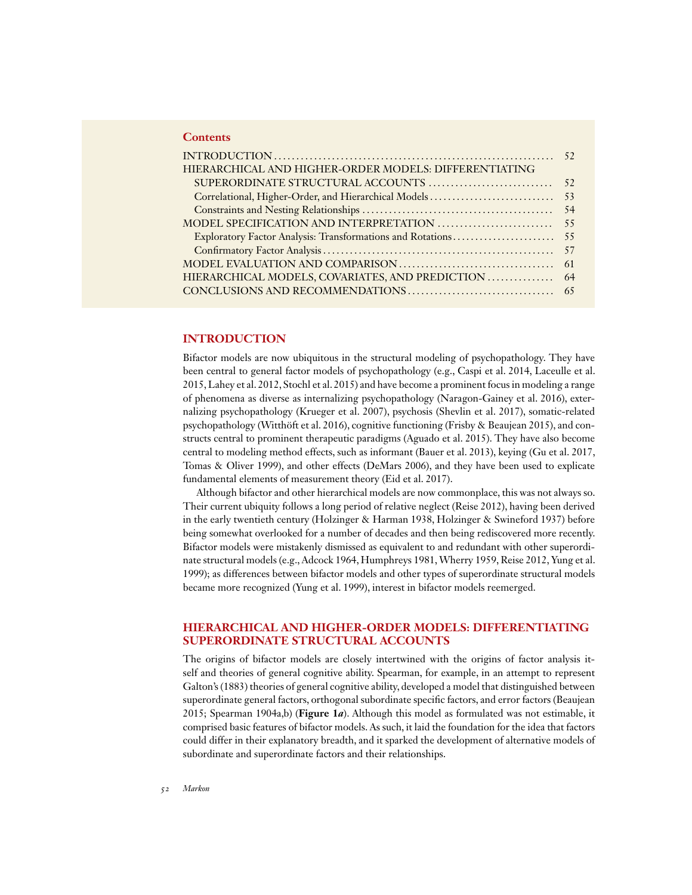## Contents

INTRODUCTION .......... 52
HIERARCHICAL AND HIGHER-ORDER MODELS: DIFFERENTIATING SUPERORDINATE STRUCTURAL ACCOUNTS .......... 52
- Correlational, Higher-Order, and Hierarchical Models .......... 53
- Constraints and Nesting Relationships .......... 54

MODEL SPECIFICATION AND INTERPRETATION .......... 55
- Exploratory Factor Analysis: Transformations and Rotations .......... 55
- Confirmatory Factor Analysis .......... 57

MODEL EVALUATION AND COMPARISON .......... 61
HIERARCHICAL MODELS, COVARIATES, AND PREDICTION .......... 64
CONCLUSIONS AND RECOMMENDATIONS .......... 65

# INTRODUCTION

Bifactor models are now ubiquitous in the structural modeling of psychopathology. They have been central to general factor models of psychopathology (e.g., Caspi et al. 2014, Laceulle et al. 2015, Lahey et al. 2012, Stochl et al. 2015) and have become a prominent focus in modeling a range of phenomena as diverse as internalizing psychopathology (Naragon-Gainey et al. 2016), externalizing psychopathology (Krueger et al. 2007), psychosis (Shevlin et al. 2017), somatic-related psychopathology (Witthöft et al. 2016), cognitive functioning (Frisby & Beaujean 2015), and constructs central to prominent therapeutic paradigms (Aguado et al. 2015). They have also become central to modeling method effects, such as informant (Bauer et al. 2013), keying (Gu et al. 2017, Tomas & Oliver 1999), and other effects (DeMars 2006), and they have been used to explicate fundamental elements of measurement theory (Eid et al. 2017).

Although bifactor and other hierarchical models are now commonplace, this was not always so. Their current ubiquity follows a long period of relative neglect (Reise 2012), having been derived in the early twentieth century (Holzinger & Harman 1938, Holzinger & Swineford 1937) before being somewhat overlooked for a number of decades and then being rediscovered more recently. Bifactor models were mistakenly dismissed as equivalent to and redundant with other superordinate structural models (e.g., Adcock 1964, Humphreys 1981, Wherry 1959, Reise 2012, Yung et al. 1999); as differences between bifactor models and other types of superordinate structural models became more recognized (Yung et al. 1999), interest in bifactor models reemerged.

# HIERARCHICAL AND HIGHER-ORDER MODELS: DIFFERENTIATING SUPERORDINATE STRUCTURAL ACCOUNTS

The origins of bifactor models are closely intertwined with the origins of factor analysis itself and theories of general cognitive ability. Spearman, for example, in an attempt to represent Galton's (1883) theories of general cognitive ability, developed a model that distinguished between superordinate general factors, orthogonal subordinate specific factors, and error factors (Beaujean 2015; Spearman 1904a,b) (**Figure 1*a***). Although this model as formulated was not estimable, it comprised basic features of bifactor models. As such, it laid the foundation for the idea that factors could differ in their explanatory breadth, and it sparked the development of alternative models of subordinate and superordinate factors and their relationships.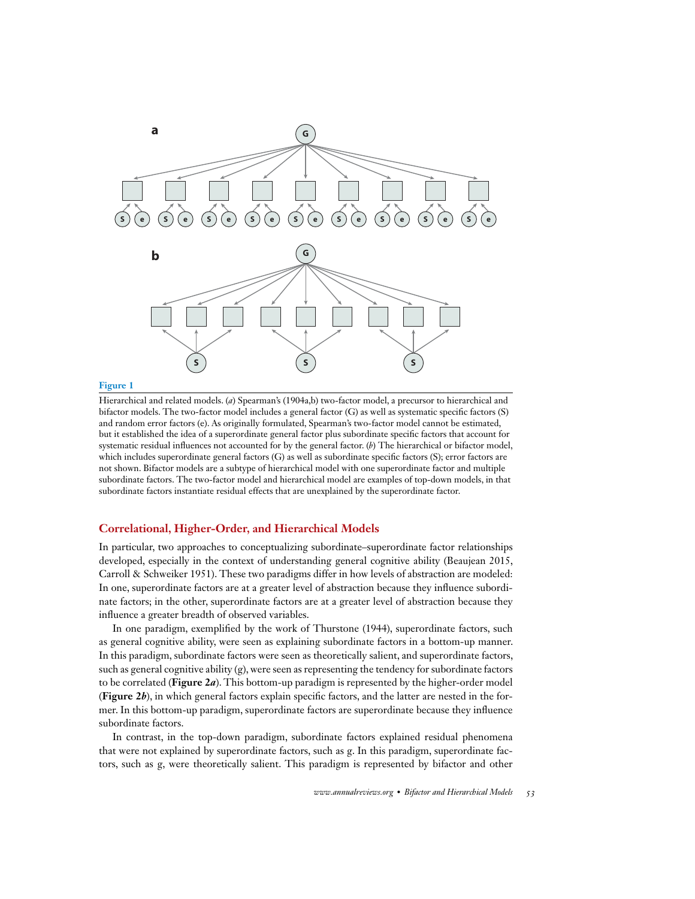**Figure 1**

Hierarchical and related models. (*a*) Spearman's (1904a,b) two-factor model, a precursor to hierarchical and bifactor models. The two-factor model includes a general factor (G) as well as systematic specific factors (S) and random error factors (e). As originally formulated, Spearman's two-factor model cannot be estimated, but it established the idea of a superordinate general factor plus subordinate specific factors that account for systematic residual influences not accounted for by the general factor. (*b*) The hierarchical or bifactor model, which includes superordinate general factors (G) as well as subordinate specific factors (S); error factors are not shown. Bifactor models are a subtype of hierarchical model with one superordinate factor and multiple subordinate factors. The two-factor model and hierarchical model are examples of top-down models, in that subordinate factors instantiate residual effects that are unexplained by the superordinate factor.

## Correlational, Higher-Order, and Hierarchical Models

In particular, two approaches to conceptualizing subordinate–superordinate factor relationships developed, especially in the context of understanding general cognitive ability (Beaujean 2015, Carroll & Schweiker 1951). These two paradigms differ in how levels of abstraction are modeled: In one, superordinate factors are at a greater level of abstraction because they influence subordinate factors; in the other, superordinate factors are at a greater level of abstraction because they influence a greater breadth of observed variables.

In one paradigm, exemplified by the work of Thurstone (1944), superordinate factors, such as general cognitive ability, were seen as explaining subordinate factors in a bottom-up manner. In this paradigm, subordinate factors were seen as theoretically salient, and superordinate factors, such as general cognitive ability (g), were seen as representing the tendency for subordinate factors to be correlated (**Figure 2*a***). This bottom-up paradigm is represented by the higher-order model (**Figure 2*b***), in which general factors explain specific factors, and the latter are nested in the former. In this bottom-up paradigm, superordinate factors are superordinate because they influence subordinate factors.

In contrast, in the top-down paradigm, subordinate factors explained residual phenomena that were not explained by superordinate factors, such as g. In this paradigm, superordinate factors, such as g, were theoretically salient. This paradigm is represented by bifactor and other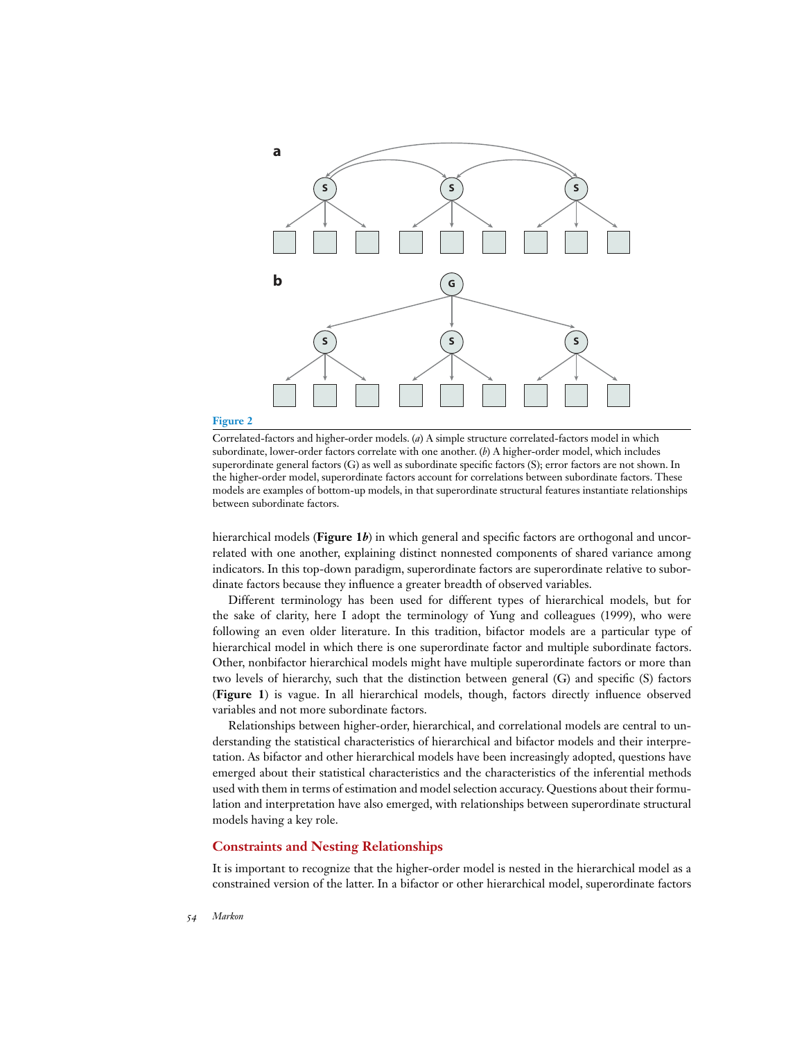**Figure 2**

Correlated-factors and higher-order models. (*a*) A simple structure correlated-factors model in which subordinate, lower-order factors correlate with one another. (*b*) A higher-order model, which includes superordinate general factors (G) as well as subordinate specific factors (S); error factors are not shown. In the higher-order model, superordinate factors account for correlations between subordinate factors. These models are examples of bottom-up models, in that superordinate structural features instantiate relationships between subordinate factors.

hierarchical models (**Figure 1*b***) in which general and specific factors are orthogonal and uncorrelated with one another, explaining distinct nonnested components of shared variance among indicators. In this top-down paradigm, superordinate factors are superordinate relative to subordinate factors because they influence a greater breadth of observed variables.

Different terminology has been used for different types of hierarchical models, but for the sake of clarity, here I adopt the terminology of Yung and colleagues (1999), who were following an even older literature. In this tradition, bifactor models are a particular type of hierarchical model in which there is one superordinate factor and multiple subordinate factors. Other, nonbifactor hierarchical models might have multiple superordinate factors or more than two levels of hierarchy, such that the distinction between general (G) and specific (S) factors (**Figure 1**) is vague. In all hierarchical models, though, factors directly influence observed variables and not more subordinate factors.

Relationships between higher-order, hierarchical, and correlational models are central to understanding the statistical characteristics of hierarchical and bifactor models and their interpretation. As bifactor and other hierarchical models have been increasingly adopted, questions have emerged about their statistical characteristics and the characteristics of the inferential methods used with them in terms of estimation and model selection accuracy. Questions about their formulation and interpretation have also emerged, with relationships between superordinate structural models having a key role.

## Constraints and Nesting Relationships

It is important to recognize that the higher-order model is nested in the hierarchical model as a constrained version of the latter. In a bifactor or other hierarchical model, superordinate factors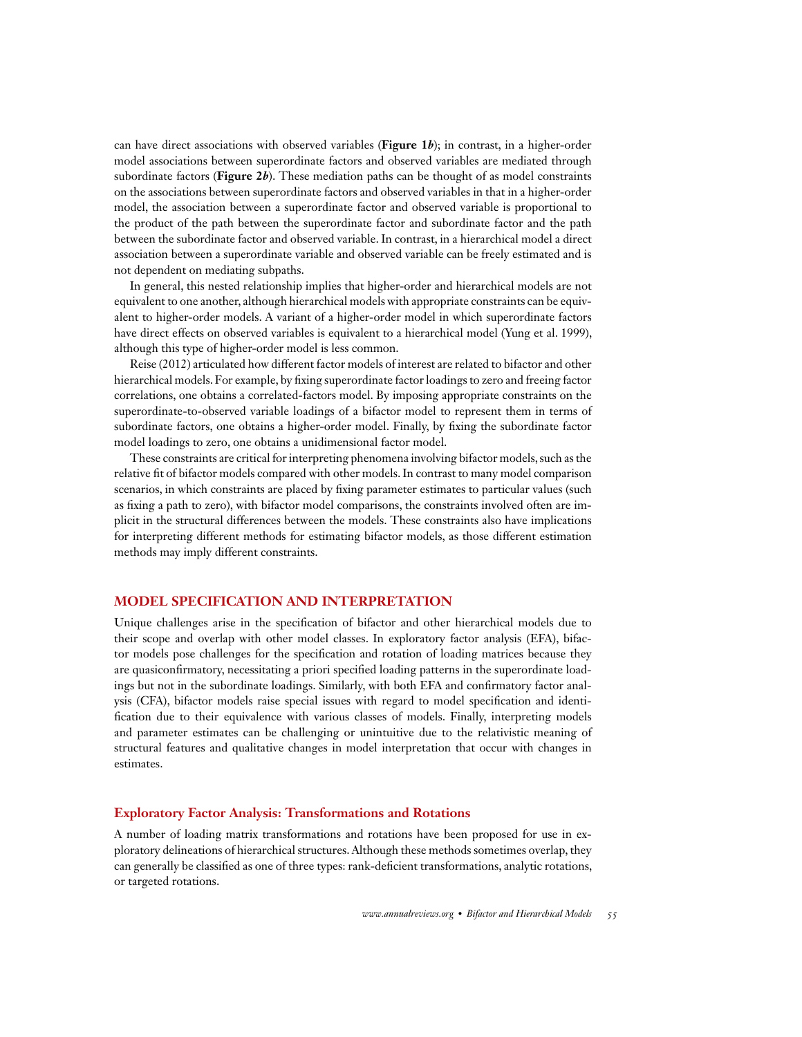can have direct associations with observed variables (**Figure 1*b***); in contrast, in a higher-order model associations between superordinate factors and observed variables are mediated through subordinate factors (**Figure 2*b***). These mediation paths can be thought of as model constraints on the associations between superordinate factors and observed variables in that in a higher-order model, the association between a superordinate factor and observed variable is proportional to the product of the path between the superordinate factor and subordinate factor and the path between the subordinate factor and observed variable. In contrast, in a hierarchical model a direct association between a superordinate variable and observed variable can be freely estimated and is not dependent on mediating subpaths.

In general, this nested relationship implies that higher-order and hierarchical models are not equivalent to one another, although hierarchical models with appropriate constraints can be equivalent to higher-order models. A variant of a higher-order model in which superordinate factors have direct effects on observed variables is equivalent to a hierarchical model (Yung et al. 1999), although this type of higher-order model is less common.

Reise (2012) articulated how different factor models of interest are related to bifactor and other hierarchical models. For example, by fixing superordinate factor loadings to zero and freeing factor correlations, one obtains a correlated-factors model. By imposing appropriate constraints on the superordinate-to-observed variable loadings of a bifactor model to represent them in terms of subordinate factors, one obtains a higher-order model. Finally, by fixing the subordinate factor model loadings to zero, one obtains a unidimensional factor model.

These constraints are critical for interpreting phenomena involving bifactor models, such as the relative fit of bifactor models compared with other models. In contrast to many model comparison scenarios, in which constraints are placed by fixing parameter estimates to particular values (such as fixing a path to zero), with bifactor model comparisons, the constraints involved often are implicit in the structural differences between the models. These constraints also have implications for interpreting different methods for estimating bifactor models, as those different estimation methods may imply different constraints.

## MODEL SPECIFICATION AND INTERPRETATION

Unique challenges arise in the specification of bifactor and other hierarchical models due to their scope and overlap with other model classes. In exploratory factor analysis (EFA), bifactor models pose challenges for the specification and rotation of loading matrices because they are quasiconfirmatory, necessitating a priori specified loading patterns in the superordinate loadings but not in the subordinate loadings. Similarly, with both EFA and confirmatory factor analysis (CFA), bifactor models raise special issues with regard to model specification and identification due to their equivalence with various classes of models. Finally, interpreting models and parameter estimates can be challenging or unintuitive due to the relativistic meaning of structural features and qualitative changes in model interpretation that occur with changes in estimates.

### Exploratory Factor Analysis: Transformations and Rotations

A number of loading matrix transformations and rotations have been proposed for use in exploratory delineations of hierarchical structures. Although these methods sometimes overlap, they can generally be classified as one of three types: rank-deficient transformations, analytic rotations, or targeted rotations.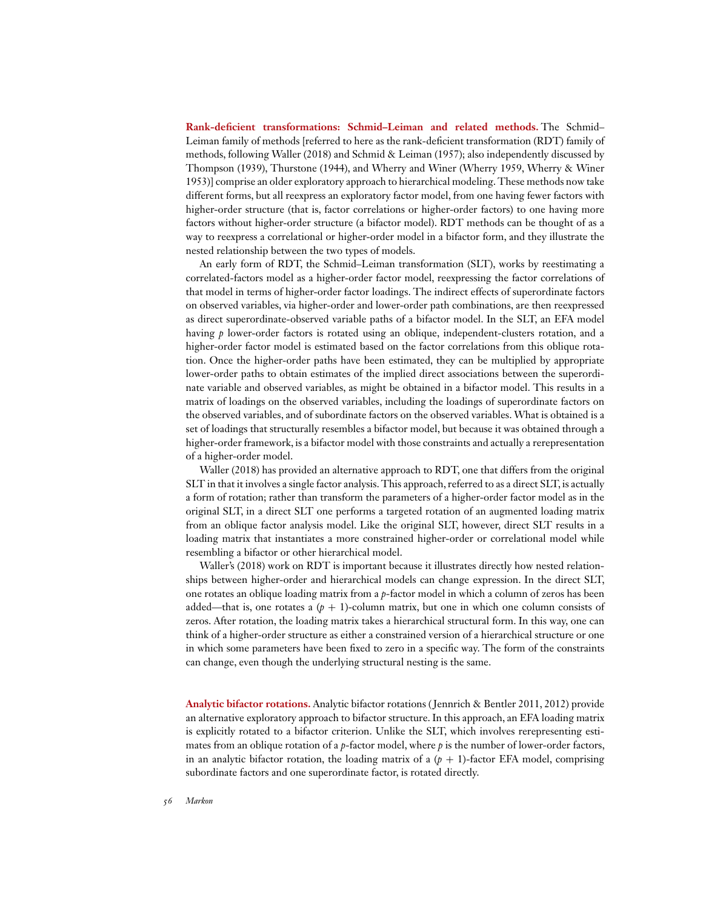**Rank-deficient transformations: Schmid–Leiman and related methods.** The Schmid–Leiman family of methods [referred to here as the rank-deficient transformation (RDT) family of methods, following Waller (2018) and Schmid & Leiman (1957); also independently discussed by Thompson (1939), Thurstone (1944), and Wherry and Winer (Wherry 1959, Wherry & Winer 1953)] comprise an older exploratory approach to hierarchical modeling. These methods now take different forms, but all reexpress an exploratory factor model, from one having fewer factors with higher-order structure (that is, factor correlations or higher-order factors) to one having more factors without higher-order structure (a bifactor model). RDT methods can be thought of as a way to reexpress a correlational or higher-order model in a bifactor form, and they illustrate the nested relationship between the two types of models.

An early form of RDT, the Schmid–Leiman transformation (SLT), works by reestimating a correlated-factors model as a higher-order factor model, reexpressing the factor correlations of that model in terms of higher-order factor loadings. The indirect effects of superordinate factors on observed variables, via higher-order and lower-order path combinations, are then reexpressed as direct superordinate-observed variable paths of a bifactor model. In the SLT, an EFA model having $p$ lower-order factors is rotated using an oblique, independent-clusters rotation, and a higher-order factor model is estimated based on the factor correlations from this oblique rotation. Once the higher-order paths have been estimated, they can be multiplied by appropriate lower-order paths to obtain estimates of the implied direct associations between the superordinate variable and observed variables, as might be obtained in a bifactor model. This results in a matrix of loadings on the observed variables, including the loadings of superordinate factors on the observed variables, and of subordinate factors on the observed variables. What is obtained is a set of loadings that structurally resembles a bifactor model, but because it was obtained through a higher-order framework, is a bifactor model with those constraints and actually a rerepresentation of a higher-order model.

Waller (2018) has provided an alternative approach to RDT, one that differs from the original SLT in that it involves a single factor analysis. This approach, referred to as a direct SLT, is actually a form of rotation; rather than transform the parameters of a higher-order factor model as in the original SLT, in a direct SLT one performs a targeted rotation of an augmented loading matrix from an oblique factor analysis model. Like the original SLT, however, direct SLT results in a loading matrix that instantiates a more constrained higher-order or correlational model while resembling a bifactor or other hierarchical model.

Waller's (2018) work on RDT is important because it illustrates directly how nested relationships between higher-order and hierarchical models can change expression. In the direct SLT, one rotates an oblique loading matrix from a $p$-factor model in which a column of zeros has been added—that is, one rotates a $(p + 1)$-column matrix, but one in which one column consists of zeros. After rotation, the loading matrix takes a hierarchical structural form. In this way, one can think of a higher-order structure as either a constrained version of a hierarchical structure or one in which some parameters have been fixed to zero in a specific way. The form of the constraints can change, even though the underlying structural nesting is the same.

**Analytic bifactor rotations.** Analytic bifactor rotations (Jennrich & Bentler 2011, 2012) provide an alternative exploratory approach to bifactor structure. In this approach, an EFA loading matrix is explicitly rotated to a bifactor criterion. Unlike the SLT, which involves rerepresenting estimates from an oblique rotation of a $p$-factor model, where $p$ is the number of lower-order factors, in an analytic bifactor rotation, the loading matrix of a $(p + 1)$-factor EFA model, comprising subordinate factors and one superordinate factor, is rotated directly.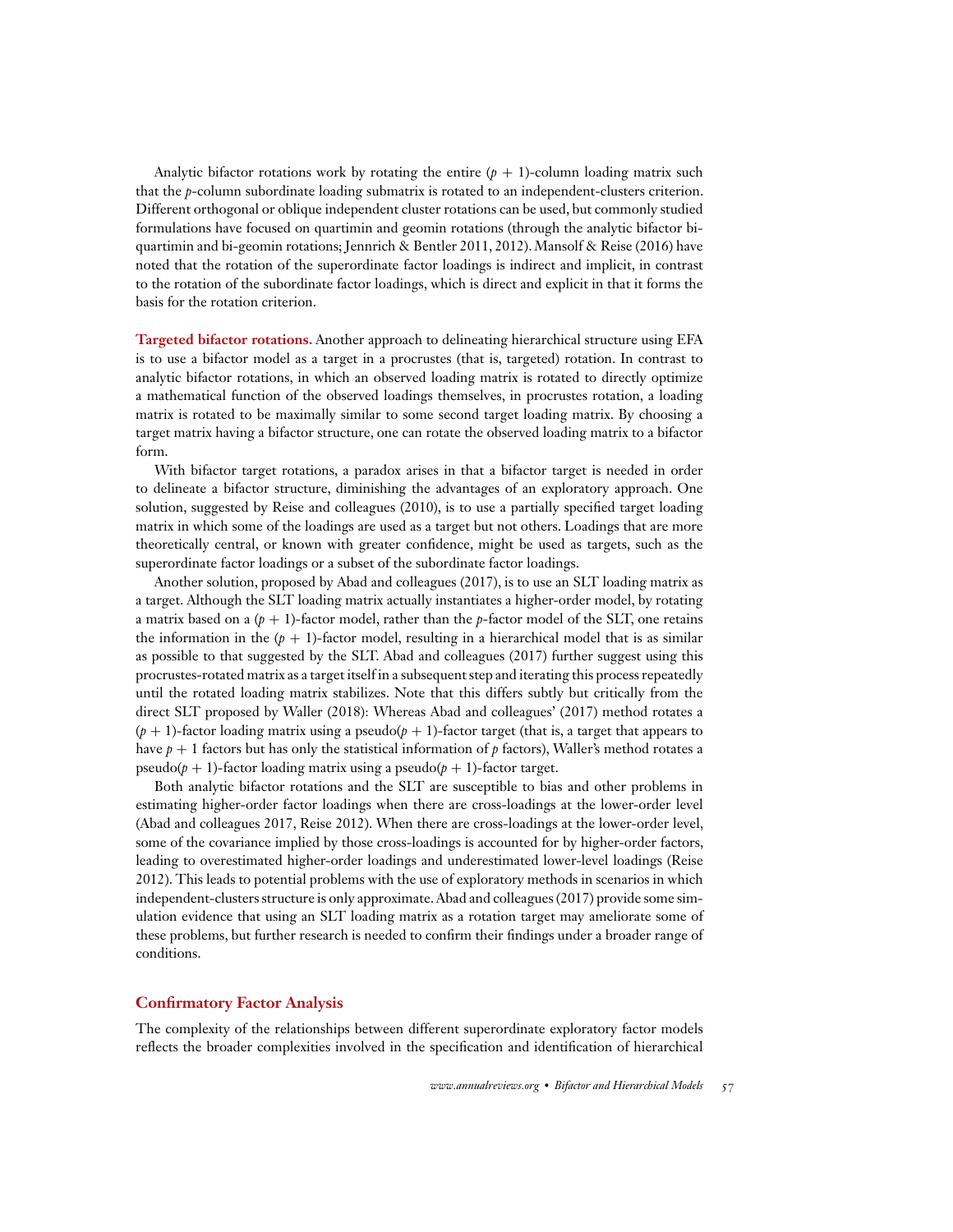Analytic bifactor rotations work by rotating the entire $(p + 1)$-column loading matrix such that the $p$-column subordinate loading submatrix is rotated to an independent-clusters criterion. Different orthogonal or oblique independent cluster rotations can be used, but commonly studied formulations have focused on quartimin and geomin rotations (through the analytic bifactor bi-quartimin and bi-geomin rotations; Jennrich & Bentler 2011, 2012). Mansolf & Reise (2016) have noted that the rotation of the superordinate factor loadings is indirect and implicit, in contrast to the rotation of the subordinate factor loadings, which is direct and explicit in that it forms the basis for the rotation criterion.

**Targeted bifactor rotations.** Another approach to delineating hierarchical structure using EFA is to use a bifactor model as a target in a procrustes (that is, targeted) rotation. In contrast to analytic bifactor rotations, in which an observed loading matrix is rotated to directly optimize a mathematical function of the observed loadings themselves, in procrustes rotation, a loading matrix is rotated to be maximally similar to some second target loading matrix. By choosing a target matrix having a bifactor structure, one can rotate the observed loading matrix to a bifactor form.

With bifactor target rotations, a paradox arises in that a bifactor target is needed in order to delineate a bifactor structure, diminishing the advantages of an exploratory approach. One solution, suggested by Reise and colleagues (2010), is to use a partially specified target loading matrix in which some of the loadings are used as a target but not others. Loadings that are more theoretically central, or known with greater confidence, might be used as targets, such as the superordinate factor loadings or a subset of the subordinate factor loadings.

Another solution, proposed by Abad and colleagues (2017), is to use an SLT loading matrix as a target. Although the SLT loading matrix actually instantiates a higher-order model, by rotating a matrix based on a $(p + 1)$-factor model, rather than the $p$-factor model of the SLT, one retains the information in the $(p + 1)$-factor model, resulting in a hierarchical model that is as similar as possible to that suggested by the SLT. Abad and colleagues (2017) further suggest using this procrustes-rotated matrix as a target itself in a subsequent step and iterating this process repeatedly until the rotated loading matrix stabilizes. Note that this differs subtly but critically from the direct SLT proposed by Waller (2018): Whereas Abad and colleagues' (2017) method rotates a $(p + 1)$-factor loading matrix using a pseudo$(p + 1)$-factor target (that is, a target that appears to have $p + 1$ factors but has only the statistical information of $p$ factors), Waller's method rotates a pseudo$(p + 1)$-factor loading matrix using a pseudo$(p + 1)$-factor target.

Both analytic bifactor rotations and the SLT are susceptible to bias and other problems in estimating higher-order factor loadings when there are cross-loadings at the lower-order level (Abad and colleagues 2017, Reise 2012). When there are cross-loadings at the lower-order level, some of the covariance implied by those cross-loadings is accounted for by higher-order factors, leading to overestimated higher-order loadings and underestimated lower-level loadings (Reise 2012). This leads to potential problems with the use of exploratory methods in scenarios in which independent-clusters structure is only approximate. Abad and colleagues (2017) provide some simulation evidence that using an SLT loading matrix as a rotation target may ameliorate some of these problems, but further research is needed to confirm their findings under a broader range of conditions.

## Confirmatory Factor Analysis

The complexity of the relationships between different superordinate exploratory factor models reflects the broader complexities involved in the specification and identification of hierarchical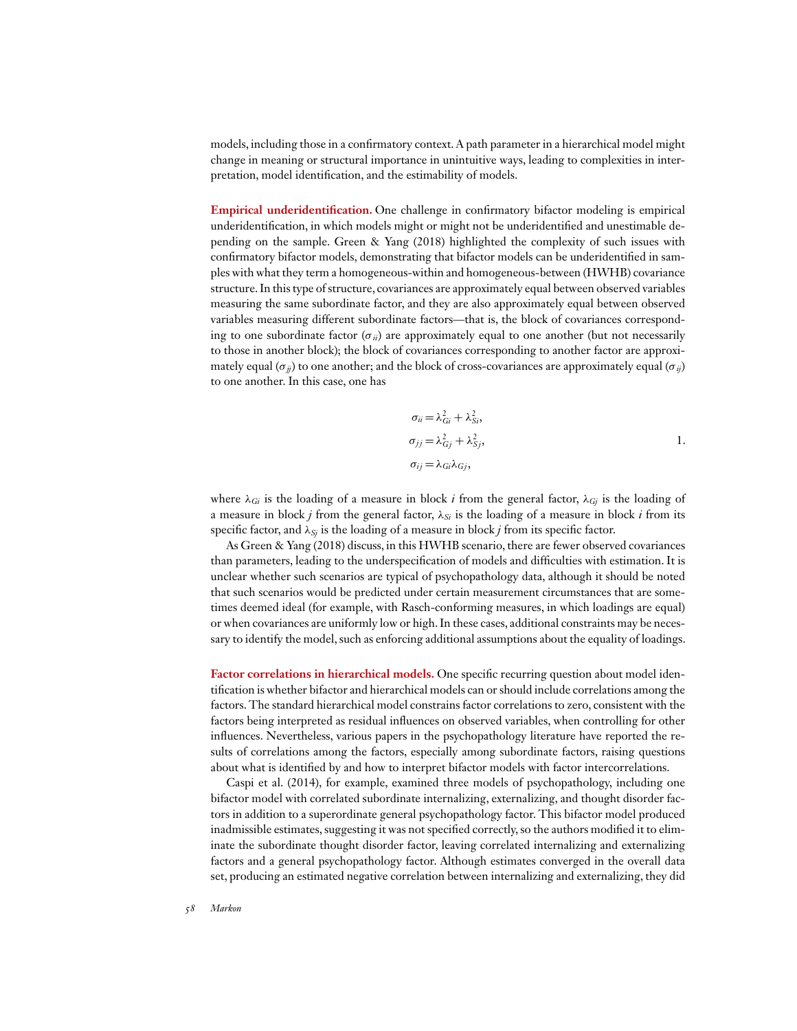models, including those in a confirmatory context. A path parameter in a hierarchical model might change in meaning or structural importance in unintuitive ways, leading to complexities in interpretation, model identification, and the estimability of models.

**Empirical underidentification.** One challenge in confirmatory bifactor modeling is empirical underidentification, in which models might or might not be underidentified and unestimable depending on the sample. Green & Yang (2018) highlighted the complexity of such issues with confirmatory bifactor models, demonstrating that bifactor models can be underidentified in samples with what they term a homogeneous-within and homogeneous-between (HWHB) covariance structure. In this type of structure, covariances are approximately equal between observed variables measuring the same subordinate factor, and they are also approximately equal between observed variables measuring different subordinate factors—that is, the block of covariances corresponding to one subordinate factor ($\sigma_{ii}$) are approximately equal to one another (but not necessarily to those in another block); the block of covariances corresponding to another factor are approximately equal ($\sigma_{jj}$) to one another; and the block of cross-covariances are approximately equal ($\sigma_{ij}$) to one another. In this case, one has

$$
\begin{aligned}
\sigma_{ii} &= \lambda_{Gi}^2 + \lambda_{Si}^2, \\
\sigma_{jj} &= \lambda_{Gj}^2 + \lambda_{Sj}^2, \\
\sigma_{ij} &= \lambda_{Gi}\lambda_{Gj},
\end{aligned}
\qquad 1.
$$

where $\lambda_{Gi}$ is the loading of a measure in block $i$ from the general factor, $\lambda_{Gj}$ is the loading of a measure in block $j$ from the general factor, $\lambda_{Si}$ is the loading of a measure in block $i$ from its specific factor, and $\lambda_{Sj}$ is the loading of a measure in block $j$ from its specific factor.

As Green & Yang (2018) discuss, in this HWHB scenario, there are fewer observed covariances than parameters, leading to the underspecification of models and difficulties with estimation. It is unclear whether such scenarios are typical of psychopathology data, although it should be noted that such scenarios would be predicted under certain measurement circumstances that are sometimes deemed ideal (for example, with Rasch-conforming measures, in which loadings are equal) or when covariances are uniformly low or high. In these cases, additional constraints may be necessary to identify the model, such as enforcing additional assumptions about the equality of loadings.

**Factor correlations in hierarchical models.** One specific recurring question about model identification is whether bifactor and hierarchical models can or should include correlations among the factors. The standard hierarchical model constrains factor correlations to zero, consistent with the factors being interpreted as residual influences on observed variables, when controlling for other influences. Nevertheless, various papers in the psychopathology literature have reported the results of correlations among the factors, especially among subordinate factors, raising questions about what is identified by and how to interpret bifactor models with factor intercorrelations.

Caspi et al. (2014), for example, examined three models of psychopathology, including one bifactor model with correlated subordinate internalizing, externalizing, and thought disorder factors in addition to a superordinate general psychopathology factor. This bifactor model produced inadmissible estimates, suggesting it was not specified correctly, so the authors modified it to eliminate the subordinate thought disorder factor, leaving correlated internalizing and externalizing factors and a general psychopathology factor. Although estimates converged in the overall data set, producing an estimated negative correlation between internalizing and externalizing, they did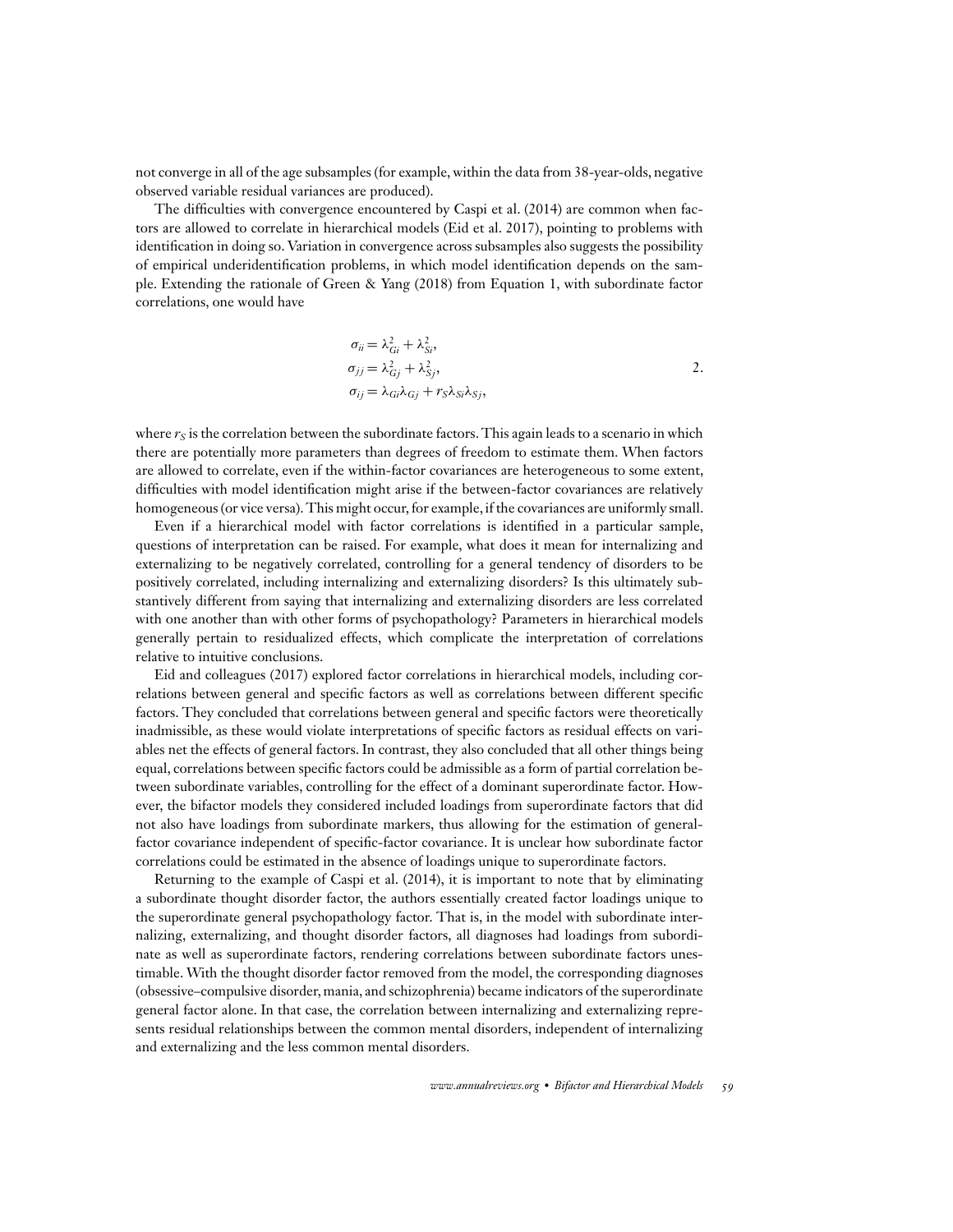not converge in all of the age subsamples (for example, within the data from 38-year-olds, negative observed variable residual variances are produced).

The difficulties with convergence encountered by Caspi et al. (2014) are common when factors are allowed to correlate in hierarchical models (Eid et al. 2017), pointing to problems with identification in doing so. Variation in convergence across subsamples also suggests the possibility of empirical underidentification problems, in which model identification depends on the sample. Extending the rationale of Green & Yang (2018) from Equation 1, with subordinate factor correlations, one would have

$$
\begin{aligned}
\sigma_{ii} &= \lambda_{Gi}^2 + \lambda_{Si}^2, \\
\sigma_{jj} &= \lambda_{Gj}^2 + \lambda_{Sj}^2, \\
\sigma_{ij} &= \lambda_{Gi}\lambda_{Gj} + r_S\lambda_{Si}\lambda_{Sj},
\end{aligned}
\qquad 2.
$$

where $r_S$ is the correlation between the subordinate factors. This again leads to a scenario in which there are potentially more parameters than degrees of freedom to estimate them. When factors are allowed to correlate, even if the within-factor covariances are heterogeneous to some extent, difficulties with model identification might arise if the between-factor covariances are relatively homogeneous (or vice versa). This might occur, for example, if the covariances are uniformly small.

Even if a hierarchical model with factor correlations is identified in a particular sample, questions of interpretation can be raised. For example, what does it mean for internalizing and externalizing to be negatively correlated, controlling for a general tendency of disorders to be positively correlated, including internalizing and externalizing disorders? Is this ultimately substantively different from saying that internalizing and externalizing disorders are less correlated with one another than with other forms of psychopathology? Parameters in hierarchical models generally pertain to residualized effects, which complicate the interpretation of correlations relative to intuitive conclusions.

Eid and colleagues (2017) explored factor correlations in hierarchical models, including correlations between general and specific factors as well as correlations between different specific factors. They concluded that correlations between general and specific factors were theoretically inadmissible, as these would violate interpretations of specific factors as residual effects on variables net the effects of general factors. In contrast, they also concluded that all other things being equal, correlations between specific factors could be admissible as a form of partial correlation between subordinate variables, controlling for the effect of a dominant superordinate factor. However, the bifactor models they considered included loadings from superordinate factors that did not also have loadings from subordinate markers, thus allowing for the estimation of general-factor covariance independent of specific-factor covariance. It is unclear how subordinate factor correlations could be estimated in the absence of loadings unique to superordinate factors.

Returning to the example of Caspi et al. (2014), it is important to note that by eliminating a subordinate thought disorder factor, the authors essentially created factor loadings unique to the superordinate general psychopathology factor. That is, in the model with subordinate internalizing, externalizing, and thought disorder factors, all diagnoses had loadings from subordinate as well as superordinate factors, rendering correlations between subordinate factors unestimable. With the thought disorder factor removed from the model, the corresponding diagnoses (obsessive–compulsive disorder, mania, and schizophrenia) became indicators of the superordinate general factor alone. In that case, the correlation between internalizing and externalizing represents residual relationships between the common mental disorders, independent of internalizing and externalizing and the less common mental disorders.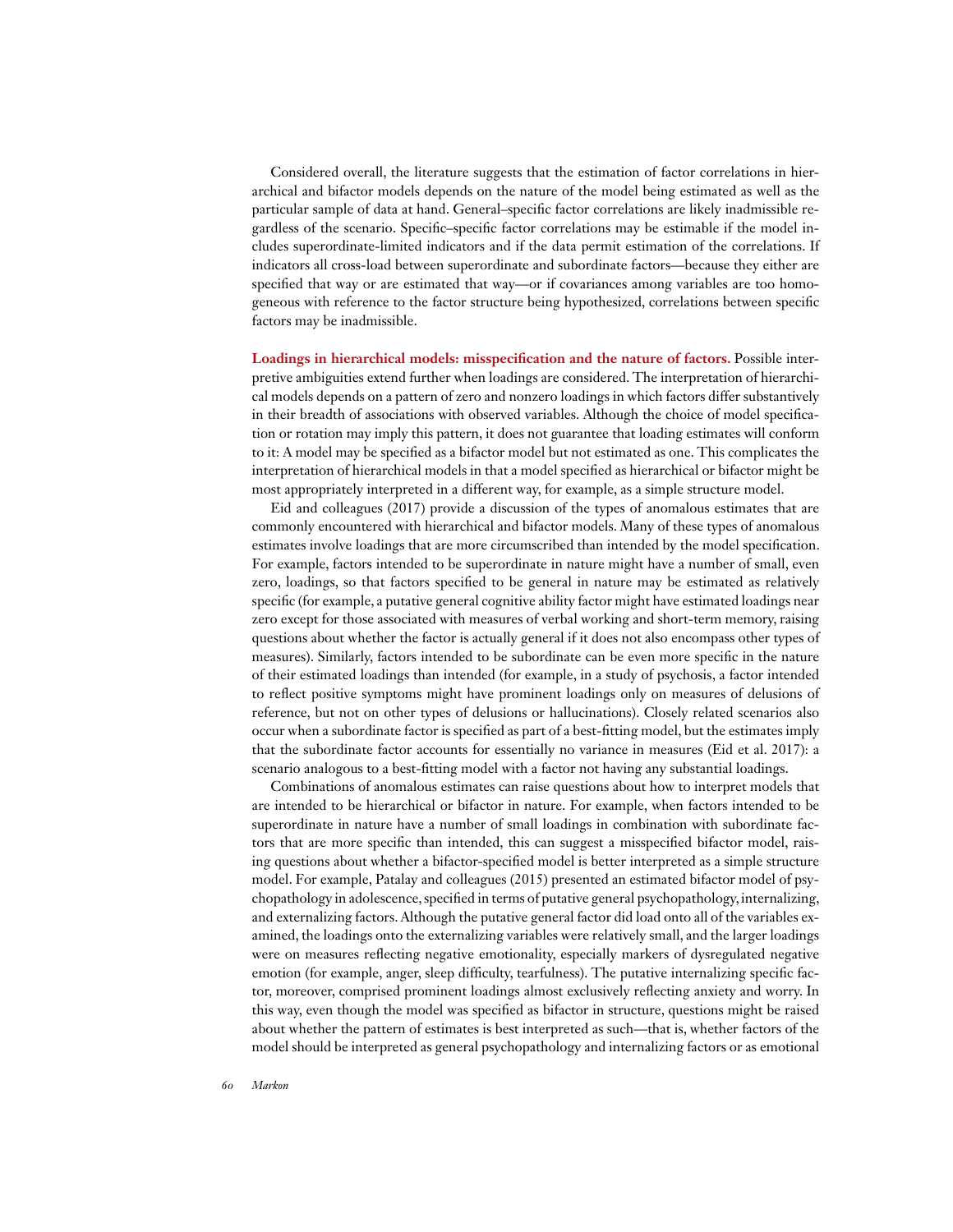Considered overall, the literature suggests that the estimation of factor correlations in hierarchical and bifactor models depends on the nature of the model being estimated as well as the particular sample of data at hand. General–specific factor correlations are likely inadmissible regardless of the scenario. Specific–specific factor correlations may be estimable if the model includes superordinate-limited indicators and if the data permit estimation of the correlations. If indicators all cross-load between superordinate and subordinate factors—because they either are specified that way or are estimated that way—or if covariances among variables are too homogeneous with reference to the factor structure being hypothesized, correlations between specific factors may be inadmissible.

**Loadings in hierarchical models: misspecification and the nature of factors.** Possible interpretive ambiguities extend further when loadings are considered. The interpretation of hierarchical models depends on a pattern of zero and nonzero loadings in which factors differ substantively in their breadth of associations with observed variables. Although the choice of model specification or rotation may imply this pattern, it does not guarantee that loading estimates will conform to it: A model may be specified as a bifactor model but not estimated as one. This complicates the interpretation of hierarchical models in that a model specified as hierarchical or bifactor might be most appropriately interpreted in a different way, for example, as a simple structure model.

Eid and colleagues (2017) provide a discussion of the types of anomalous estimates that are commonly encountered with hierarchical and bifactor models. Many of these types of anomalous estimates involve loadings that are more circumscribed than intended by the model specification. For example, factors intended to be superordinate in nature might have a number of small, even zero, loadings, so that factors specified to be general in nature may be estimated as relatively specific (for example, a putative general cognitive ability factor might have estimated loadings near zero except for those associated with measures of verbal working and short-term memory, raising questions about whether the factor is actually general if it does not also encompass other types of measures). Similarly, factors intended to be subordinate can be even more specific in the nature of their estimated loadings than intended (for example, in a study of psychosis, a factor intended to reflect positive symptoms might have prominent loadings only on measures of delusions of reference, but not on other types of delusions or hallucinations). Closely related scenarios also occur when a subordinate factor is specified as part of a best-fitting model, but the estimates imply that the subordinate factor accounts for essentially no variance in measures (Eid et al. 2017): a scenario analogous to a best-fitting model with a factor not having any substantial loadings.

Combinations of anomalous estimates can raise questions about how to interpret models that are intended to be hierarchical or bifactor in nature. For example, when factors intended to be superordinate in nature have a number of small loadings in combination with subordinate factors that are more specific than intended, this can suggest a misspecified bifactor model, raising questions about whether a bifactor-specified model is better interpreted as a simple structure model. For example, Patalay and colleagues (2015) presented an estimated bifactor model of psychopathology in adolescence, specified in terms of putative general psychopathology, internalizing, and externalizing factors. Although the putative general factor did load onto all of the variables examined, the loadings onto the externalizing variables were relatively small, and the larger loadings were on measures reflecting negative emotionality, especially markers of dysregulated negative emotion (for example, anger, sleep difficulty, tearfulness). The putative internalizing specific factor, moreover, comprised prominent loadings almost exclusively reflecting anxiety and worry. In this way, even though the model was specified as bifactor in structure, questions might be raised about whether the pattern of estimates is best interpreted as such—that is, whether factors of the model should be interpreted as general psychopathology and internalizing factors or as emotional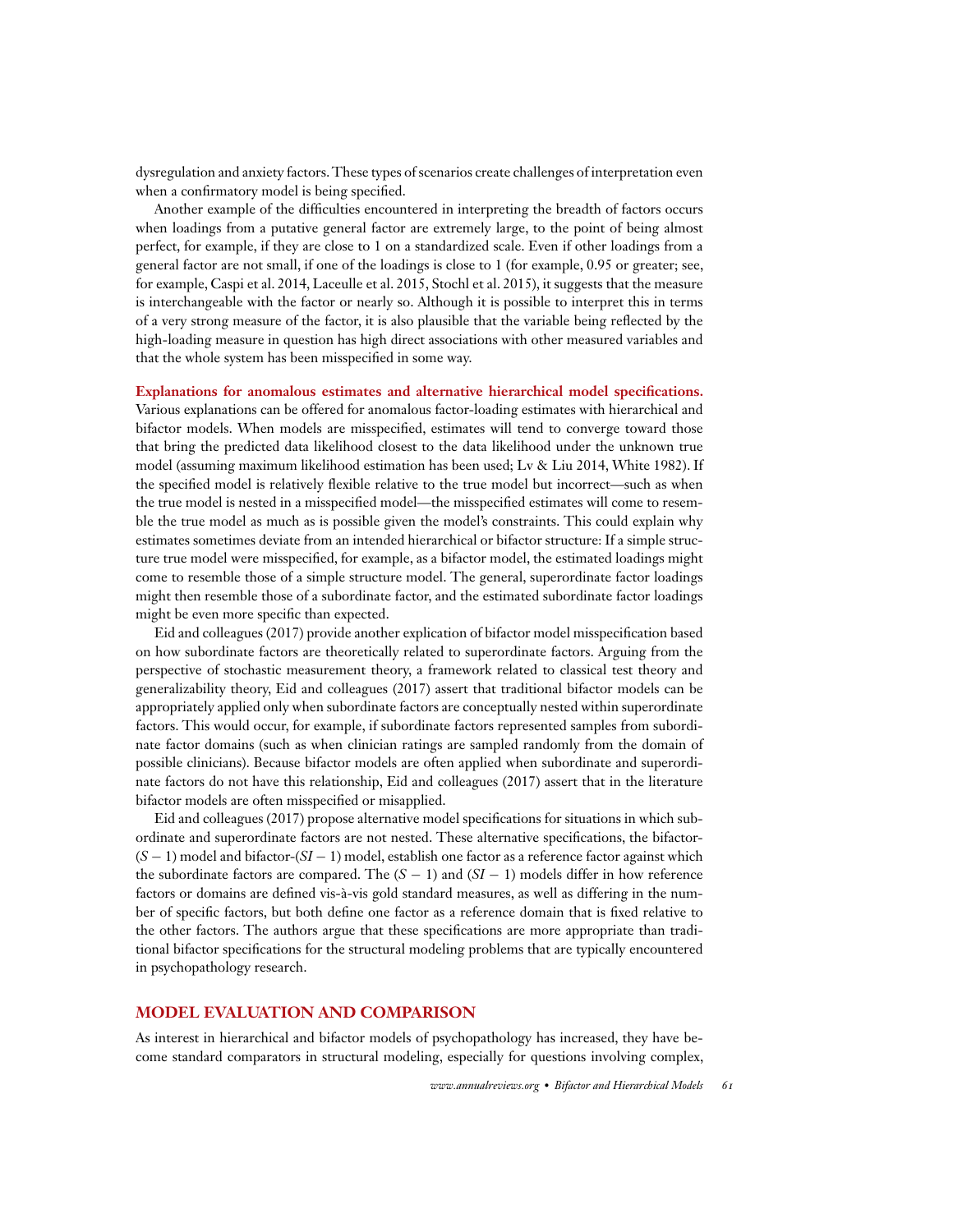dysregulation and anxiety factors. These types of scenarios create challenges of interpretation even when a confirmatory model is being specified.

Another example of the difficulties encountered in interpreting the breadth of factors occurs when loadings from a putative general factor are extremely large, to the point of being almost perfect, for example, if they are close to 1 on a standardized scale. Even if other loadings from a general factor are not small, if one of the loadings is close to 1 (for example, 0.95 or greater; see, for example, Caspi et al. 2014, Laceulle et al. 2015, Stochl et al. 2015), it suggests that the measure is interchangeable with the factor or nearly so. Although it is possible to interpret this in terms of a very strong measure of the factor, it is also plausible that the variable being reflected by the high-loading measure in question has high direct associations with other measured variables and that the whole system has been misspecified in some way.

**Explanations for anomalous estimates and alternative hierarchical model specifications.** Various explanations can be offered for anomalous factor-loading estimates with hierarchical and bifactor models. When models are misspecified, estimates will tend to converge toward those that bring the predicted data likelihood closest to the data likelihood under the unknown true model (assuming maximum likelihood estimation has been used; Lv & Liu 2014, White 1982). If the specified model is relatively flexible relative to the true model but incorrect—such as when the true model is nested in a misspecified model—the misspecified estimates will come to resemble the true model as much as is possible given the model's constraints. This could explain why estimates sometimes deviate from an intended hierarchical or bifactor structure: If a simple structure true model were misspecified, for example, as a bifactor model, the estimated loadings might come to resemble those of a simple structure model. The general, superordinate factor loadings might then resemble those of a subordinate factor, and the estimated subordinate factor loadings might be even more specific than expected.

Eid and colleagues (2017) provide another explication of bifactor model misspecification based on how subordinate factors are theoretically related to superordinate factors. Arguing from the perspective of stochastic measurement theory, a framework related to classical test theory and generalizability theory, Eid and colleagues (2017) assert that traditional bifactor models can be appropriately applied only when subordinate factors are conceptually nested within superordinate factors. This would occur, for example, if subordinate factors represented samples from subordinate factor domains (such as when clinician ratings are sampled randomly from the domain of possible clinicians). Because bifactor models are often applied when subordinate and superordinate factors do not have this relationship, Eid and colleagues (2017) assert that in the literature bifactor models are often misspecified or misapplied.

Eid and colleagues (2017) propose alternative model specifications for situations in which subordinate and superordinate factors are not nested. These alternative specifications, the bifactor-$(S-1)$ model and bifactor-$(SI-1)$ model, establish one factor as a reference factor against which the subordinate factors are compared. The $(S-1)$ and $(SI-1)$ models differ in how reference factors or domains are defined vis-à-vis gold standard measures, as well as differing in the number of specific factors, but both define one factor as a reference domain that is fixed relative to the other factors. The authors argue that these specifications are more appropriate than traditional bifactor specifications for the structural modeling problems that are typically encountered in psychopathology research.

## MODEL EVALUATION AND COMPARISON

As interest in hierarchical and bifactor models of psychopathology has increased, they have become standard comparators in structural modeling, especially for questions involving complex,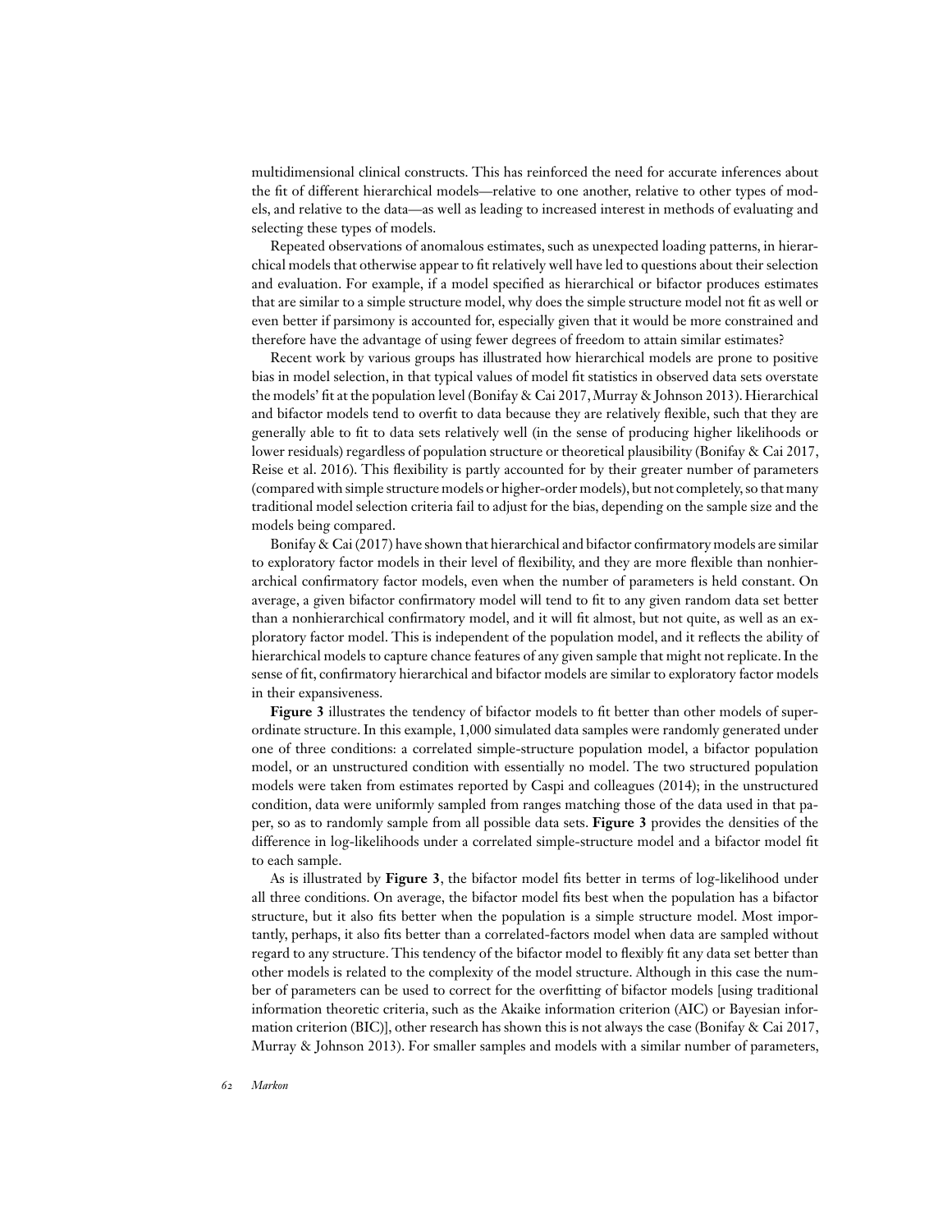multidimensional clinical constructs. This has reinforced the need for accurate inferences about the fit of different hierarchical models—relative to one another, relative to other types of models, and relative to the data—as well as leading to increased interest in methods of evaluating and selecting these types of models.

Repeated observations of anomalous estimates, such as unexpected loading patterns, in hierarchical models that otherwise appear to fit relatively well have led to questions about their selection and evaluation. For example, if a model specified as hierarchical or bifactor produces estimates that are similar to a simple structure model, why does the simple structure model not fit as well or even better if parsimony is accounted for, especially given that it would be more constrained and therefore have the advantage of using fewer degrees of freedom to attain similar estimates?

Recent work by various groups has illustrated how hierarchical models are prone to positive bias in model selection, in that typical values of model fit statistics in observed data sets overstate the models' fit at the population level (Bonifay & Cai 2017, Murray & Johnson 2013). Hierarchical and bifactor models tend to overfit to data because they are relatively flexible, such that they are generally able to fit to data sets relatively well (in the sense of producing higher likelihoods or lower residuals) regardless of population structure or theoretical plausibility (Bonifay & Cai 2017, Reise et al. 2016). This flexibility is partly accounted for by their greater number of parameters (compared with simple structure models or higher-order models), but not completely, so that many traditional model selection criteria fail to adjust for the bias, depending on the sample size and the models being compared.

Bonifay & Cai (2017) have shown that hierarchical and bifactor confirmatory models are similar to exploratory factor models in their level of flexibility, and they are more flexible than nonhierarchical confirmatory factor models, even when the number of parameters is held constant. On average, a given bifactor confirmatory model will tend to fit to any given random data set better than a nonhierarchical confirmatory model, and it will fit almost, but not quite, as well as an exploratory factor model. This is independent of the population model, and it reflects the ability of hierarchical models to capture chance features of any given sample that might not replicate. In the sense of fit, confirmatory hierarchical and bifactor models are similar to exploratory factor models in their expansiveness.

**Figure 3** illustrates the tendency of bifactor models to fit better than other models of superordinate structure. In this example, 1,000 simulated data samples were randomly generated under one of three conditions: a correlated simple-structure population model, a bifactor population model, or an unstructured condition with essentially no model. The two structured population models were taken from estimates reported by Caspi and colleagues (2014); in the unstructured condition, data were uniformly sampled from ranges matching those of the data used in that paper, so as to randomly sample from all possible data sets. **Figure 3** provides the densities of the difference in log-likelihoods under a correlated simple-structure model and a bifactor model fit to each sample.

As is illustrated by **Figure 3**, the bifactor model fits better in terms of log-likelihood under all three conditions. On average, the bifactor model fits best when the population has a bifactor structure, but it also fits better when the population is a simple structure model. Most importantly, perhaps, it also fits better than a correlated-factors model when data are sampled without regard to any structure. This tendency of the bifactor model to flexibly fit any data set better than other models is related to the complexity of the model structure. Although in this case the number of parameters can be used to correct for the overfitting of bifactor models [using traditional information theoretic criteria, such as the Akaike information criterion (AIC) or Bayesian information criterion (BIC)], other research has shown this is not always the case (Bonifay & Cai 2017, Murray & Johnson 2013). For smaller samples and models with a similar number of parameters,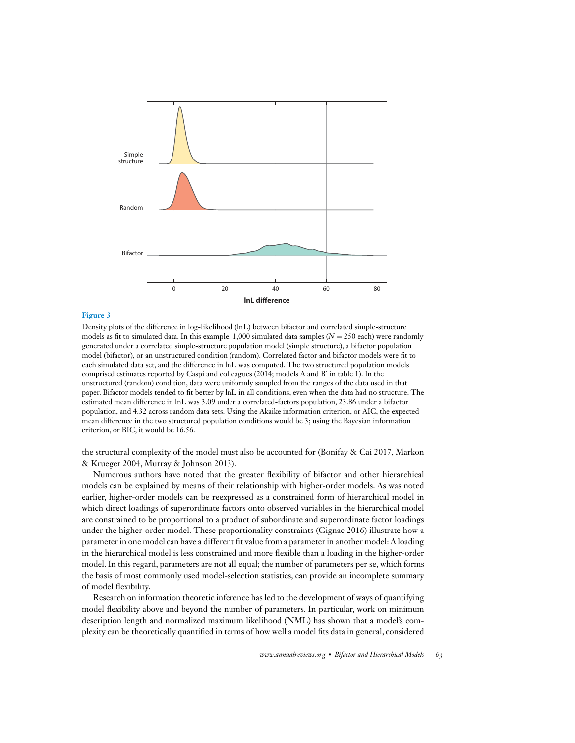**Figure 3**

Density plots of the difference in log-likelihood (lnL) between bifactor and correlated simple-structure models as fit to simulated data. In this example, 1,000 simulated data samples ($N = 250$ each) were randomly generated under a correlated simple-structure population model (simple structure), a bifactor population model (bifactor), or an unstructured condition (random). Correlated factor and bifactor models were fit to each simulated data set, and the difference in lnL was computed. The two structured population models comprised estimates reported by Caspi and colleagues (2014; models A and B′ in table 1). In the unstructured (random) condition, data were uniformly sampled from the ranges of the data used in that paper. Bifactor models tended to fit better by lnL in all conditions, even when the data had no structure. The estimated mean difference in lnL was 3.09 under a correlated-factors population, 23.86 under a bifactor population, and 4.32 across random data sets. Using the Akaike information criterion, or AIC, the expected mean difference in the two structured population conditions would be 3; using the Bayesian information criterion, or BIC, it would be 16.56.

the structural complexity of the model must also be accounted for (Bonifay & Cai 2017, Markon & Krueger 2004, Murray & Johnson 2013).

Numerous authors have noted that the greater flexibility of bifactor and other hierarchical models can be explained by means of their relationship with higher-order models. As was noted earlier, higher-order models can be reexpressed as a constrained form of hierarchical model in which direct loadings of superordinate factors onto observed variables in the hierarchical model are constrained to be proportional to a product of subordinate and superordinate factor loadings under the higher-order model. These proportionality constraints (Gignac 2016) illustrate how a parameter in one model can have a different fit value from a parameter in another model: A loading in the hierarchical model is less constrained and more flexible than a loading in the higher-order model. In this regard, parameters are not all equal; the number of parameters per se, which forms the basis of most commonly used model-selection statistics, can provide an incomplete summary of model flexibility.

Research on information theoretic inference has led to the development of ways of quantifying model flexibility above and beyond the number of parameters. In particular, work on minimum description length and normalized maximum likelihood (NML) has shown that a model's complexity can be theoretically quantified in terms of how well a model fits data in general, considered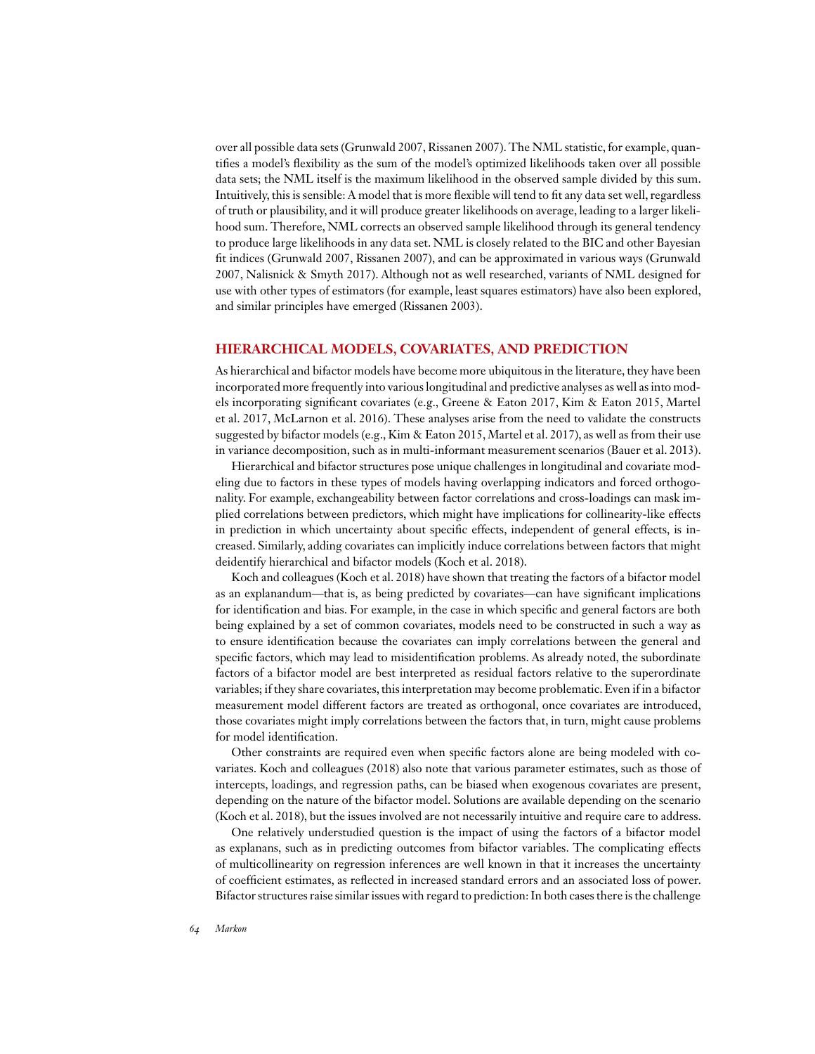over all possible data sets (Grunwald 2007, Rissanen 2007). The NML statistic, for example, quantifies a model's flexibility as the sum of the model's optimized likelihoods taken over all possible data sets; the NML itself is the maximum likelihood in the observed sample divided by this sum. Intuitively, this is sensible: A model that is more flexible will tend to fit any data set well, regardless of truth or plausibility, and it will produce greater likelihoods on average, leading to a larger likelihood sum. Therefore, NML corrects an observed sample likelihood through its general tendency to produce large likelihoods in any data set. NML is closely related to the BIC and other Bayesian fit indices (Grunwald 2007, Rissanen 2007), and can be approximated in various ways (Grunwald 2007, Nalisnick & Smyth 2017). Although not as well researched, variants of NML designed for use with other types of estimators (for example, least squares estimators) have also been explored, and similar principles have emerged (Rissanen 2003).

## HIERARCHICAL MODELS, COVARIATES, AND PREDICTION

As hierarchical and bifactor models have become more ubiquitous in the literature, they have been incorporated more frequently into various longitudinal and predictive analyses as well as into models incorporating significant covariates (e.g., Greene & Eaton 2017, Kim & Eaton 2015, Martel et al. 2017, McLarnon et al. 2016). These analyses arise from the need to validate the constructs suggested by bifactor models (e.g., Kim & Eaton 2015, Martel et al. 2017), as well as from their use in variance decomposition, such as in multi-informant measurement scenarios (Bauer et al. 2013).

Hierarchical and bifactor structures pose unique challenges in longitudinal and covariate modeling due to factors in these types of models having overlapping indicators and forced orthogonality. For example, exchangeability between factor correlations and cross-loadings can mask implied correlations between predictors, which might have implications for collinearity-like effects in prediction in which uncertainty about specific effects, independent of general effects, is increased. Similarly, adding covariates can implicitly induce correlations between factors that might deidentify hierarchical and bifactor models (Koch et al. 2018).

Koch and colleagues (Koch et al. 2018) have shown that treating the factors of a bifactor model as an explanandum—that is, as being predicted by covariates—can have significant implications for identification and bias. For example, in the case in which specific and general factors are both being explained by a set of common covariates, models need to be constructed in such a way as to ensure identification because the covariates can imply correlations between the general and specific factors, which may lead to misidentification problems. As already noted, the subordinate factors of a bifactor model are best interpreted as residual factors relative to the superordinate variables; if they share covariates, this interpretation may become problematic. Even if in a bifactor measurement model different factors are treated as orthogonal, once covariates are introduced, those covariates might imply correlations between the factors that, in turn, might cause problems for model identification.

Other constraints are required even when specific factors alone are being modeled with covariates. Koch and colleagues (2018) also note that various parameter estimates, such as those of intercepts, loadings, and regression paths, can be biased when exogenous covariates are present, depending on the nature of the bifactor model. Solutions are available depending on the scenario (Koch et al. 2018), but the issues involved are not necessarily intuitive and require care to address.

One relatively understudied question is the impact of using the factors of a bifactor model as explanans, such as in predicting outcomes from bifactor variables. The complicating effects of multicollinearity on regression inferences are well known in that it increases the uncertainty of coefficient estimates, as reflected in increased standard errors and an associated loss of power. Bifactor structures raise similar issues with regard to prediction: In both cases there is the challenge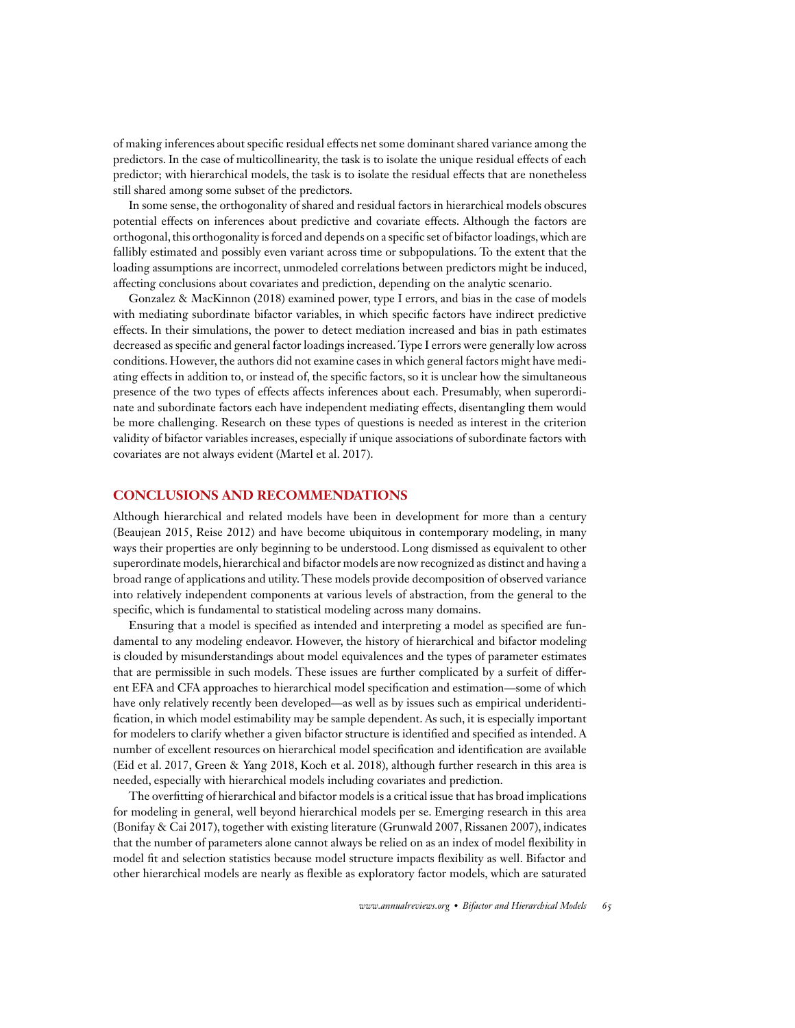of making inferences about specific residual effects net some dominant shared variance among the predictors. In the case of multicollinearity, the task is to isolate the unique residual effects of each predictor; with hierarchical models, the task is to isolate the residual effects that are nonetheless still shared among some subset of the predictors.

In some sense, the orthogonality of shared and residual factors in hierarchical models obscures potential effects on inferences about predictive and covariate effects. Although the factors are orthogonal, this orthogonality is forced and depends on a specific set of bifactor loadings, which are fallibly estimated and possibly even variant across time or subpopulations. To the extent that the loading assumptions are incorrect, unmodeled correlations between predictors might be induced, affecting conclusions about covariates and prediction, depending on the analytic scenario.

Gonzalez & MacKinnon (2018) examined power, type I errors, and bias in the case of models with mediating subordinate bifactor variables, in which specific factors have indirect predictive effects. In their simulations, the power to detect mediation increased and bias in path estimates decreased as specific and general factor loadings increased. Type I errors were generally low across conditions. However, the authors did not examine cases in which general factors might have mediating effects in addition to, or instead of, the specific factors, so it is unclear how the simultaneous presence of the two types of effects affects inferences about each. Presumably, when superordinate and subordinate factors each have independent mediating effects, disentangling them would be more challenging. Research on these types of questions is needed as interest in the criterion validity of bifactor variables increases, especially if unique associations of subordinate factors with covariates are not always evident (Martel et al. 2017).

## CONCLUSIONS AND RECOMMENDATIONS

Although hierarchical and related models have been in development for more than a century (Beaujean 2015, Reise 2012) and have become ubiquitous in contemporary modeling, in many ways their properties are only beginning to be understood. Long dismissed as equivalent to other superordinate models, hierarchical and bifactor models are now recognized as distinct and having a broad range of applications and utility. These models provide decomposition of observed variance into relatively independent components at various levels of abstraction, from the general to the specific, which is fundamental to statistical modeling across many domains.

Ensuring that a model is specified as intended and interpreting a model as specified are fundamental to any modeling endeavor. However, the history of hierarchical and bifactor modeling is clouded by misunderstandings about model equivalences and the types of parameter estimates that are permissible in such models. These issues are further complicated by a surfeit of different EFA and CFA approaches to hierarchical model specification and estimation—some of which have only relatively recently been developed—as well as by issues such as empirical underidentification, in which model estimability may be sample dependent. As such, it is especially important for modelers to clarify whether a given bifactor structure is identified and specified as intended. A number of excellent resources on hierarchical model specification and identification are available (Eid et al. 2017, Green & Yang 2018, Koch et al. 2018), although further research in this area is needed, especially with hierarchical models including covariates and prediction.

The overfitting of hierarchical and bifactor models is a critical issue that has broad implications for modeling in general, well beyond hierarchical models per se. Emerging research in this area (Bonifay & Cai 2017), together with existing literature (Grunwald 2007, Rissanen 2007), indicates that the number of parameters alone cannot always be relied on as an index of model flexibility in model fit and selection statistics because model structure impacts flexibility as well. Bifactor and other hierarchical models are nearly as flexible as exploratory factor models, which are saturated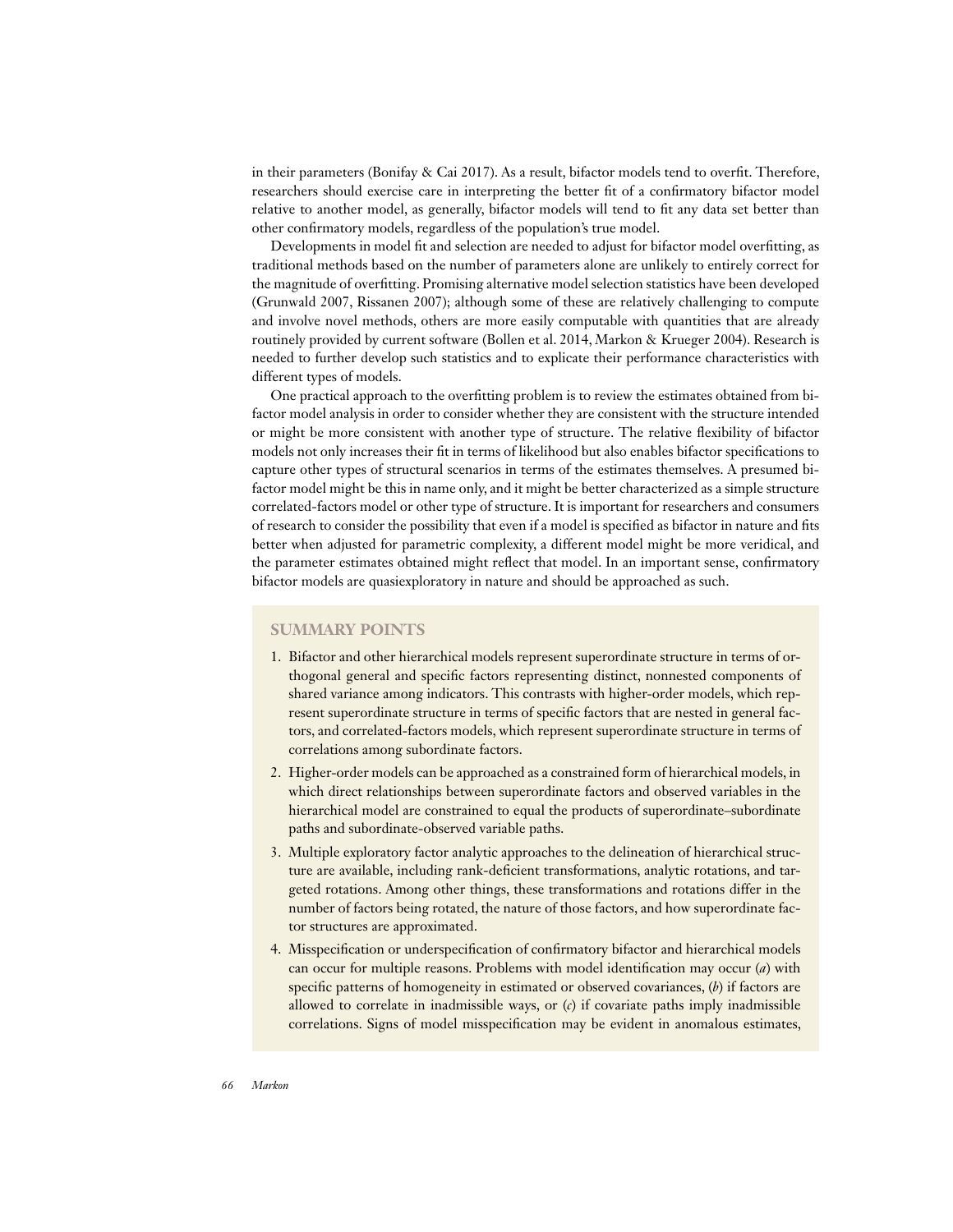in their parameters (Bonifay & Cai 2017). As a result, bifactor models tend to overfit. Therefore, researchers should exercise care in interpreting the better fit of a confirmatory bifactor model relative to another model, as generally, bifactor models will tend to fit any data set better than other confirmatory models, regardless of the population's true model.

Developments in model fit and selection are needed to adjust for bifactor model overfitting, as traditional methods based on the number of parameters alone are unlikely to entirely correct for the magnitude of overfitting. Promising alternative model selection statistics have been developed (Grunwald 2007, Rissanen 2007); although some of these are relatively challenging to compute and involve novel methods, others are more easily computable with quantities that are already routinely provided by current software (Bollen et al. 2014, Markon & Krueger 2004). Research is needed to further develop such statistics and to explicate their performance characteristics with different types of models.

One practical approach to the overfitting problem is to review the estimates obtained from bifactor model analysis in order to consider whether they are consistent with the structure intended or might be more consistent with another type of structure. The relative flexibility of bifactor models not only increases their fit in terms of likelihood but also enables bifactor specifications to capture other types of structural scenarios in terms of the estimates themselves. A presumed bifactor model might be this in name only, and it might be better characterized as a simple structure correlated-factors model or other type of structure. It is important for researchers and consumers of research to consider the possibility that even if a model is specified as bifactor in nature and fits better when adjusted for parametric complexity, a different model might be more veridical, and the parameter estimates obtained might reflect that model. In an important sense, confirmatory bifactor models are quasiexploratory in nature and should be approached as such.

## SUMMARY POINTS

1. Bifactor and other hierarchical models represent superordinate structure in terms of orthogonal general and specific factors representing distinct, nonnested components of shared variance among indicators. This contrasts with higher-order models, which represent superordinate structure in terms of specific factors that are nested in general factors, and correlated-factors models, which represent superordinate structure in terms of correlations among subordinate factors.
2. Higher-order models can be approached as a constrained form of hierarchical models, in which direct relationships between superordinate factors and observed variables in the hierarchical model are constrained to equal the products of superordinate–subordinate paths and subordinate-observed variable paths.
3. Multiple exploratory factor analytic approaches to the delineation of hierarchical structure are available, including rank-deficient transformations, analytic rotations, and targeted rotations. Among other things, these transformations and rotations differ in the number of factors being rotated, the nature of those factors, and how superordinate factor structures are approximated.
4. Misspecification or underspecification of confirmatory bifactor and hierarchical models can occur for multiple reasons. Problems with model identification may occur (*a*) with specific patterns of homogeneity in estimated or observed covariances, (*b*) if factors are allowed to correlate in inadmissible ways, or (*c*) if covariate paths imply inadmissible correlations. Signs of model misspecification may be evident in anomalous estimates,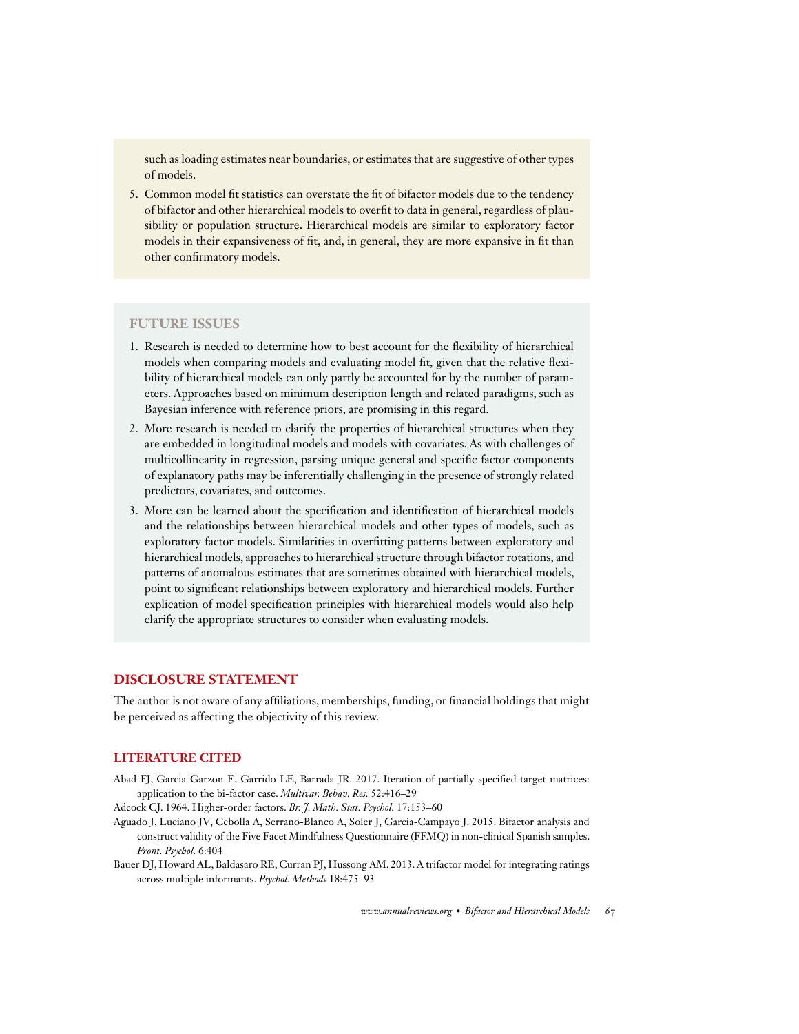such as loading estimates near boundaries, or estimates that are suggestive of other types of models.

5. Common model fit statistics can overstate the fit of bifactor models due to the tendency of bifactor and other hierarchical models to overfit to data in general, regardless of plausibility or population structure. Hierarchical models are similar to exploratory factor models in their expansiveness of fit, and, in general, they are more expansive in fit than other confirmatory models.

## FUTURE ISSUES

1. Research is needed to determine how to best account for the flexibility of hierarchical models when comparing models and evaluating model fit, given that the relative flexibility of hierarchical models can only partly be accounted for by the number of parameters. Approaches based on minimum description length and related paradigms, such as Bayesian inference with reference priors, are promising in this regard.
2. More research is needed to clarify the properties of hierarchical structures when they are embedded in longitudinal models and models with covariates. As with challenges of multicollinearity in regression, parsing unique general and specific factor components of explanatory paths may be inferentially challenging in the presence of strongly related predictors, covariates, and outcomes.
3. More can be learned about the specification and identification of hierarchical models and the relationships between hierarchical models and other types of models, such as exploratory factor models. Similarities in overfitting patterns between exploratory and hierarchical models, approaches to hierarchical structure through bifactor rotations, and patterns of anomalous estimates that are sometimes obtained with hierarchical models, point to significant relationships between exploratory and hierarchical models. Further explication of model specification principles with hierarchical models would also help clarify the appropriate structures to consider when evaluating models.

## DISCLOSURE STATEMENT

The author is not aware of any affiliations, memberships, funding, or financial holdings that might be perceived as affecting the objectivity of this review.

## LITERATURE CITED

Abad FJ, Garcia-Garzon E, Garrido LE, Barrada JR. 2017. Iteration of partially specified target matrices: application to the bi-factor case. *Multivar. Behav. Res.* 52:416–29

Adcock CJ. 1964. Higher-order factors. *Br. J. Math. Stat. Psychol.* 17:153–60

Aguado J, Luciano JV, Cebolla A, Serrano-Blanco A, Soler J, Garcia-Campayo J. 2015. Bifactor analysis and construct validity of the Five Facet Mindfulness Questionnaire (FFMQ) in non-clinical Spanish samples. *Front. Psychol.* 6:404

Bauer DJ, Howard AL, Baldasaro RE, Curran PJ, Hussong AM. 2013. A trifactor model for integrating ratings across multiple informants. *Psychol. Methods* 18:475–93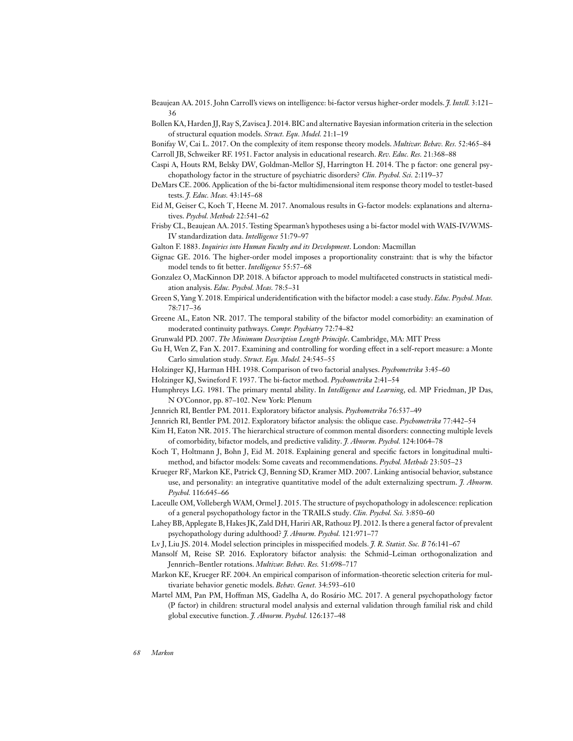Beaujean AA. 2015. John Carroll's views on intelligence: bi-factor versus higher-order models. *J. Intell.* 3:121–36

Bollen KA, Harden JJ, Ray S, Zavisca J. 2014. BIC and alternative Bayesian information criteria in the selection of structural equation models. *Struct. Equ. Model.* 21:1–19

Bonifay W, Cai L. 2017. On the complexity of item response theory models. *Multivar. Behav. Res.* 52:465–84

Carroll JB, Schweiker RF. 1951. Factor analysis in educational research. *Rev. Educ. Res.* 21:368–88

Caspi A, Houts RM, Belsky DW, Goldman-Mellor SJ, Harrington H. 2014. The p factor: one general psychopathology factor in the structure of psychiatric disorders? *Clin. Psychol. Sci.* 2:119–37

DeMars CE. 2006. Application of the bi-factor multidimensional item response theory model to testlet-based tests. *J. Educ. Meas.* 43:145–68

Eid M, Geiser C, Koch T, Heene M. 2017. Anomalous results in G-factor models: explanations and alternatives. *Psychol. Methods* 22:541–62

Frisby CL, Beaujean AA. 2015. Testing Spearman's hypotheses using a bi-factor model with WAIS-IV/WMS-IV standardization data. *Intelligence* 51:79–97

Galton F. 1883. *Inquiries into Human Faculty and its Development*. London: Macmillan

Gignac GE. 2016. The higher-order model imposes a proportionality constraint: that is why the bifactor model tends to fit better. *Intelligence* 55:57–68

Gonzalez O, MacKinnon DP. 2018. A bifactor approach to model multifaceted constructs in statistical mediation analysis. *Educ. Psychol. Meas.* 78:5–31

Green S, Yang Y. 2018. Empirical underidentification with the bifactor model: a case study. *Educ. Psychol. Meas.* 78:717–36

Greene AL, Eaton NR. 2017. The temporal stability of the bifactor model comorbidity: an examination of moderated continuity pathways. *Compr. Psychiatry* 72:74–82

Grunwald PD. 2007. *The Minimum Description Length Principle*. Cambridge, MA: MIT Press

Gu H, Wen Z, Fan X. 2017. Examining and controlling for wording effect in a self-report measure: a Monte Carlo simulation study. *Struct. Equ. Model.* 24:545–55

Holzinger KJ, Harman HH. 1938. Comparison of two factorial analyses. *Psychometrika* 3:45–60

Holzinger KJ, Swineford F. 1937. The bi-factor method. *Psychometrika* 2:41–54

Humphreys LG. 1981. The primary mental ability. In *Intelligence and Learning*, ed. MP Friedman, JP Das, N O'Connor, pp. 87–102. New York: Plenum

Jennrich RI, Bentler PM. 2011. Exploratory bifactor analysis. *Psychometrika* 76:537–49

Jennrich RI, Bentler PM. 2012. Exploratory bifactor analysis: the oblique case. *Psychometrika* 77:442–54

Kim H, Eaton NR. 2015. The hierarchical structure of common mental disorders: connecting multiple levels of comorbidity, bifactor models, and predictive validity. *J. Abnorm. Psychol.* 124:1064–78

Koch T, Holtmann J, Bohn J, Eid M. 2018. Explaining general and specific factors in longitudinal multimethod, and bifactor models: Some caveats and recommendations. *Psychol. Methods* 23:505–23

Krueger RF, Markon KE, Patrick CJ, Benning SD, Kramer MD. 2007. Linking antisocial behavior, substance use, and personality: an integrative quantitative model of the adult externalizing spectrum. *J. Abnorm. Psychol.* 116:645–66

Laceulle OM, Vollebergh WAM, Ormel J. 2015. The structure of psychopathology in adolescence: replication of a general psychopathology factor in the TRAILS study. *Clin. Psychol. Sci.* 3:850–60

Lahey BB, Applegate B, Hakes JK, Zald DH, Hariri AR, Rathouz PJ. 2012. Is there a general factor of prevalent psychopathology during adulthood? *J. Abnorm. Psychol.* 121:971–77

Lv J, Liu JS. 2014. Model selection principles in misspecified models. *J. R. Statist. Soc. B* 76:141–67

Mansolf M, Reise SP. 2016. Exploratory bifactor analysis: the Schmid–Leiman orthogonalization and Jennrich–Bentler rotations. *Multivar. Behav. Res.* 51:698–717

Markon KE, Krueger RF. 2004. An empirical comparison of information-theoretic selection criteria for multivariate behavior genetic models. *Behav. Genet.* 34:593–610

Martel MM, Pan PM, Hoffman MS, Gadelha A, do Rosário MC. 2017. A general psychopathology factor (P factor) in children: structural model analysis and external validation through familial risk and child global executive function. *J. Abnorm. Psychol.* 126:137–48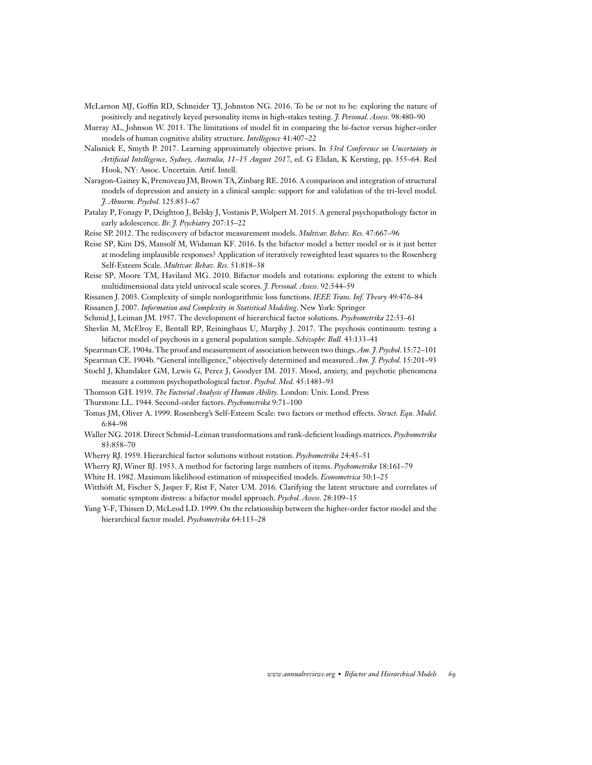McLarnon MJ, Goffin RD, Schneider TJ, Johnston NG. 2016. To be or not to be: exploring the nature of positively and negatively keyed personality items in high-stakes testing. *J. Personal. Assess.* 98:480–90

Murray AL, Johnson W. 2013. The limitations of model fit in comparing the bi-factor versus higher-order models of human cognitive ability structure. *Intelligence* 41:407–22

Nalisnick E, Smyth P. 2017. Learning approximately objective priors. In *33rd Conference on Uncertainty in Artificial Intelligence, Sydney, Australia, 11–15 August 2017*, ed. G Elidan, K Kersting, pp. 355–64. Red Hook, NY: Assoc. Uncertain. Artif. Intell.

Naragon-Gainey K, Prenoveau JM, Brown TA, Zinbarg RE. 2016. A comparison and integration of structural models of depression and anxiety in a clinical sample: support for and validation of the tri-level model. *J. Abnorm. Psychol.* 125:853–67

Patalay P, Fonagy P, Deighton J, Belsky J, Vostanis P, Wolpert M. 2015. A general psychopathology factor in early adolescence. *Br. J. Psychiatry* 207:15–22

Reise SP. 2012. The rediscovery of bifactor measurement models. *Multivar. Behav. Res.* 47:667–96

Reise SP, Kim DS, Mansolf M, Widaman KF. 2016. Is the bifactor model a better model or is it just better at modeling implausible responses? Application of iteratively reweighted least squares to the Rosenberg Self-Esteem Scale. *Multivar. Behav. Res.* 51:818–38

Reise SP, Moore TM, Haviland MG. 2010. Bifactor models and rotations: exploring the extent to which multidimensional data yield univocal scale scores. *J. Personal. Assess.* 92:544–59

Rissanen J. 2003. Complexity of simple nonlogarithmic loss functions. *IEEE Trans. Inf. Theory* 49:476–84

Rissanen J. 2007. *Information and Complexity in Statistical Modeling*. New York: Springer

Schmid J, Leiman JM. 1957. The development of hierarchical factor solutions. *Psychometrika* 22:53–61

Shevlin M, McElroy E, Bentall RP, Reininghaus U, Murphy J. 2017. The psychosis continuum: testing a bifactor model of psychosis in a general population sample. *Schizophr. Bull.* 43:133–41

Spearman CE. 1904a. The proof and measurement of association between two things. *Am. J. Psychol.* 15:72–101

Spearman CE. 1904b. "General intelligence," objectively determined and measured. *Am. J. Psychol.* 15:201–93

Stochl J, Khandaker GM, Lewis G, Perez J, Goodyer IM. 2015. Mood, anxiety, and psychotic phenomena measure a common psychopathological factor. *Psychol. Med.* 45:1483–93

Thomson GH. 1939. *The Factorial Analysis of Human Ability*. London: Univ. Lond. Press

Thurstone LL. 1944. Second-order factors. *Psychometrika* 9:71–100

Tomas JM, Oliver A. 1999. Rosenberg's Self-Esteem Scale: two factors or method effects. *Struct. Equ. Model.* 6:84–98

Waller NG. 2018. Direct Schmid–Leiman transformations and rank-deficient loadings matrices. *Psychometrika* 83:858–70

Wherry RJ. 1959. Hierarchical factor solutions without rotation. *Psychometrika* 24:45–51

Wherry RJ, Winer BJ. 1953. A method for factoring large numbers of items. *Psychometrika* 18:161–79

White H. 1982. Maximum likelihood estimation of misspecified models. *Econometrica* 50:1–25

Witthöft M, Fischer S, Jasper F, Rist F, Nater UM. 2016. Clarifying the latent structure and correlates of somatic symptom distress: a bifactor model approach. *Psychol. Assess.* 28:109–15

Yung Y-F, Thissen D, McLeod LD. 1999. On the relationship between the higher-order factor model and the hierarchical factor model. *Psychometrika* 64:113–28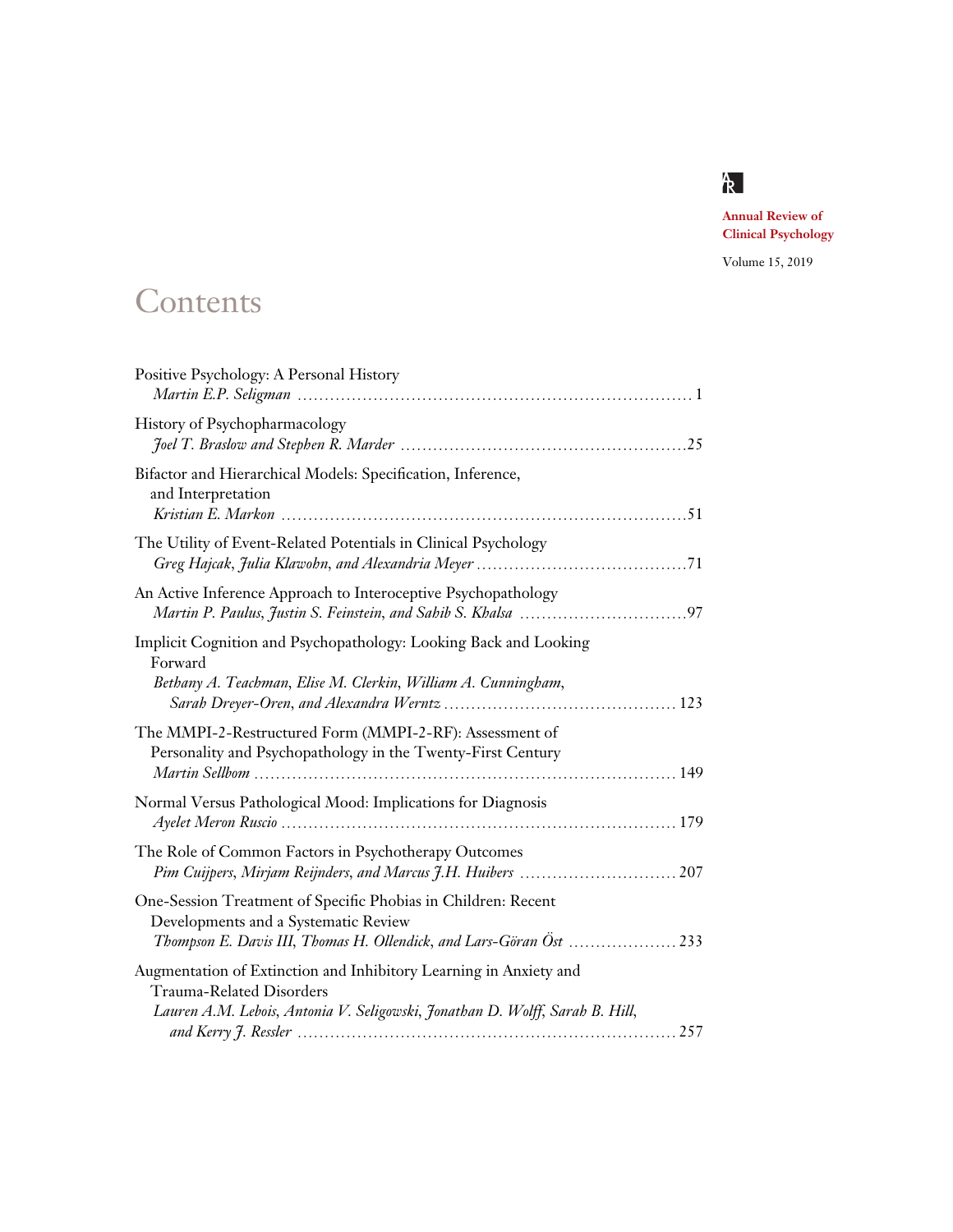Annual Review of Clinical Psychology

Volume 15, 2019

# Contents

Positive Psychology: A Personal History
*Martin E.P. Seligman* . . . . . . . . . . . . . . . . . . . . . . . . . . . . . . . . . . . . . . . . . . . . . . . . . . . . . . . . . 1

History of Psychopharmacology
*Joel T. Braslow and Stephen R. Marder* . . . . . . . . . . . . . . . . . . . . . . . . . . . . . . . . . . . . . . . . . . . 25

Bifactor and Hierarchical Models: Specification, Inference, and Interpretation
*Kristian E. Markon* . . . . . . . . . . . . . . . . . . . . . . . . . . . . . . . . . . . . . . . . . . . . . . . . . . . . . . . . . . . 51

The Utility of Event-Related Potentials in Clinical Psychology
*Greg Hajcak, Julia Klawohn, and Alexandria Meyer* . . . . . . . . . . . . . . . . . . . . . . . . . . . . . . . . 71

An Active Inference Approach to Interoceptive Psychopathology
*Martin P. Paulus, Justin S. Feinstein, and Sahib S. Khalsa* . . . . . . . . . . . . . . . . . . . . . . . . . . 97

Implicit Cognition and Psychopathology: Looking Back and Looking Forward
*Bethany A. Teachman, Elise M. Clerkin, William A. Cunningham, Sarah Dreyer-Oren, and Alexandra Werntz* . . . . . . . . . . . . . . . . . . . . . . . . . . . . . . . . . . . 123

The MMPI-2-Restructured Form (MMPI-2-RF): Assessment of Personality and Psychopathology in the Twenty-First Century
*Martin Sellbom* . . . . . . . . . . . . . . . . . . . . . . . . . . . . . . . . . . . . . . . . . . . . . . . . . . . . . . . . . . . 149

Normal Versus Pathological Mood: Implications for Diagnosis
*Ayelet Meron Ruscio* . . . . . . . . . . . . . . . . . . . . . . . . . . . . . . . . . . . . . . . . . . . . . . . . . . . . . . . . 179

The Role of Common Factors in Psychotherapy Outcomes
*Pim Cuijpers, Mirjam Reijnders, and Marcus J.H. Huibers* . . . . . . . . . . . . . . . . . . . . . . . . . . 207

One-Session Treatment of Specific Phobias in Children: Recent Developments and a Systematic Review
*Thompson E. Davis III, Thomas H. Ollendick, and Lars-Göran Öst* . . . . . . . . . . . . . . . . . . . . 233

Augmentation of Extinction and Inhibitory Learning in Anxiety and Trauma-Related Disorders
*Lauren A.M. Lebois, Antonia V. Seligowski, Jonathan D. Wolff, Sarah B. Hill, and Kerry J. Ressler* . . . . . . . . . . . . . . . . . . . . . . . . . . . . . . . . . . . . . . . . . . . . . . . . . . . . . 257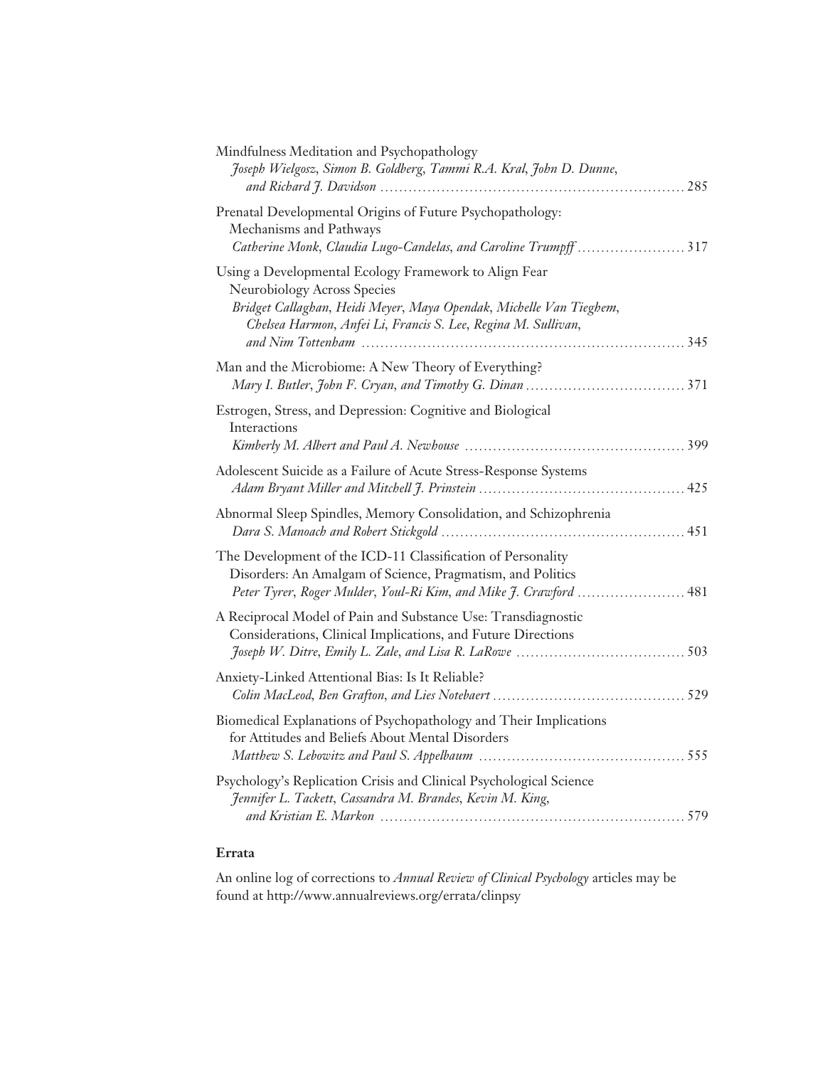Mindfulness Meditation and Psychopathology
*Joseph Wielgosz, Simon B. Goldberg, Tammi R.A. Kral, John D. Dunne, and Richard J. Davidson* ........ 285

Prenatal Developmental Origins of Future Psychopathology: Mechanisms and Pathways
*Catherine Monk, Claudia Lugo-Candelas, and Caroline Trumpff* ........ 317

Using a Developmental Ecology Framework to Align Fear Neurobiology Across Species
*Bridget Callaghan, Heidi Meyer, Maya Opendak, Michelle Van Tieghem, Chelsea Harmon, Anfei Li, Francis S. Lee, Regina M. Sullivan, and Nim Tottenham* ........ 345

Man and the Microbiome: A New Theory of Everything?
*Mary I. Butler, John F. Cryan, and Timothy G. Dinan* ........ 371

Estrogen, Stress, and Depression: Cognitive and Biological Interactions
*Kimberly M. Albert and Paul A. Newhouse* ........ 399

Adolescent Suicide as a Failure of Acute Stress-Response Systems
*Adam Bryant Miller and Mitchell J. Prinstein* ........ 425

Abnormal Sleep Spindles, Memory Consolidation, and Schizophrenia
*Dara S. Manoach and Robert Stickgold* ........ 451

The Development of the ICD-11 Classification of Personality Disorders: An Amalgam of Science, Pragmatism, and Politics
*Peter Tyrer, Roger Mulder, Youl-Ri Kim, and Mike J. Crawford* ........ 481

A Reciprocal Model of Pain and Substance Use: Transdiagnostic Considerations, Clinical Implications, and Future Directions
*Joseph W. Ditre, Emily L. Zale, and Lisa R. LaRowe* ........ 503

Anxiety-Linked Attentional Bias: Is It Reliable?
*Colin MacLeod, Ben Grafton, and Lies Notebaert* ........ 529

Biomedical Explanations of Psychopathology and Their Implications for Attitudes and Beliefs About Mental Disorders
*Matthew S. Lebowitz and Paul S. Appelbaum* ........ 555

Psychology's Replication Crisis and Clinical Psychological Science
*Jennifer L. Tackett, Cassandra M. Brandes, Kevin M. King, and Kristian E. Markon* ........ 579

**Errata**

An online log of corrections to *Annual Review of Clinical Psychology* articles may be found at http://www.annualreviews.org/errata/clinpsy